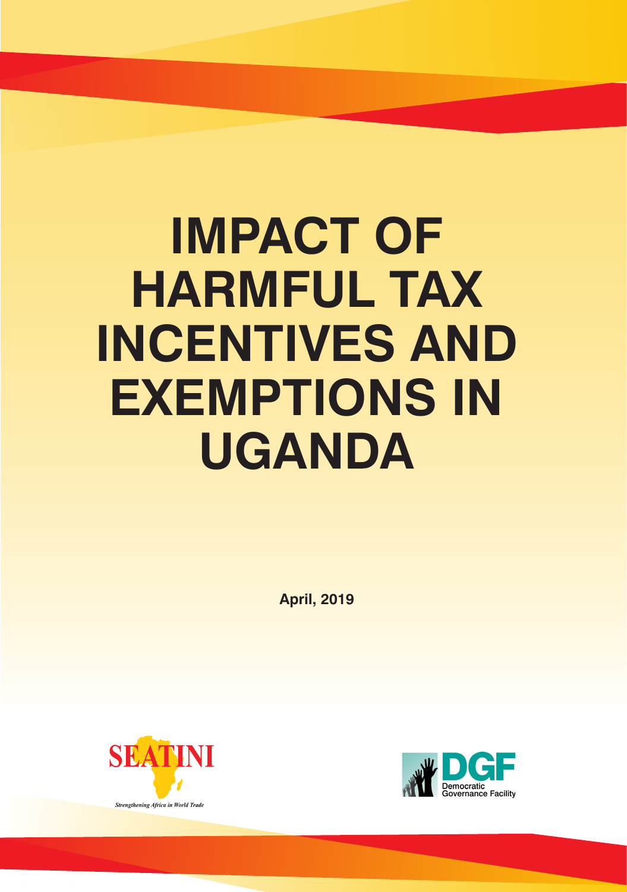# IMPACT OF HARMFUL TAX INCENTIVES AND EXEMPTIONS IN UGANDA

**April, 2019**

SEATINI

*Strengthening Africa in World Trade*

DGF

Democratic Governance Facility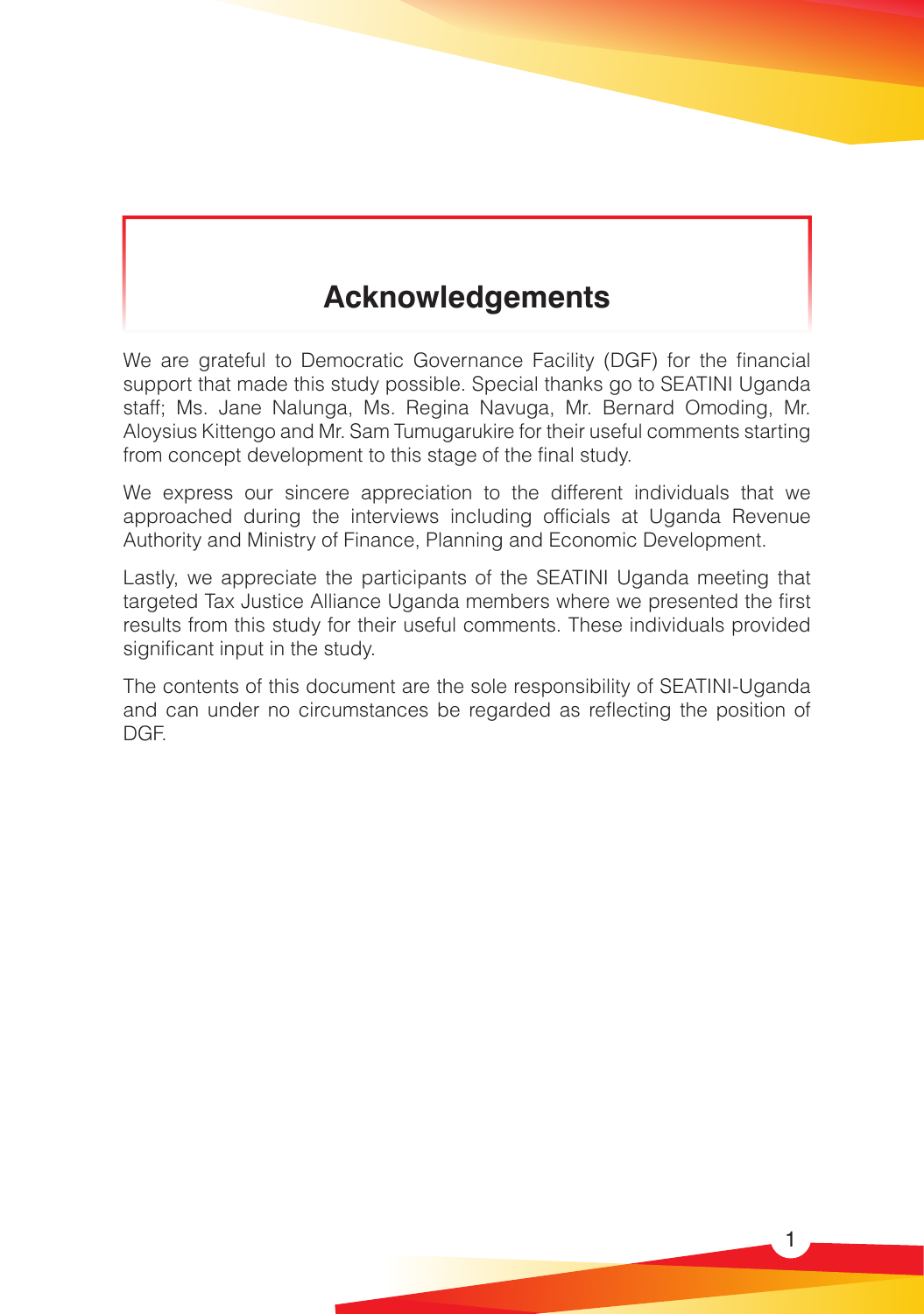# Acknowledgements

We are grateful to Democratic Governance Facility (DGF) for the financial support that made this study possible. Special thanks go to SEATINI Uganda staff; Ms. Jane Nalunga, Ms. Regina Navuga, Mr. Bernard Omoding, Mr. Aloysius Kittengo and Mr. Sam Tumugarukire for their useful comments starting from concept development to this stage of the final study.

We express our sincere appreciation to the different individuals that we approached during the interviews including officials at Uganda Revenue Authority and Ministry of Finance, Planning and Economic Development.

Lastly, we appreciate the participants of the SEATINI Uganda meeting that targeted Tax Justice Alliance Uganda members where we presented the first results from this study for their useful comments. These individuals provided significant input in the study.

The contents of this document are the sole responsibility of SEATINI-Uganda and can under no circumstances be regarded as reflecting the position of DGF.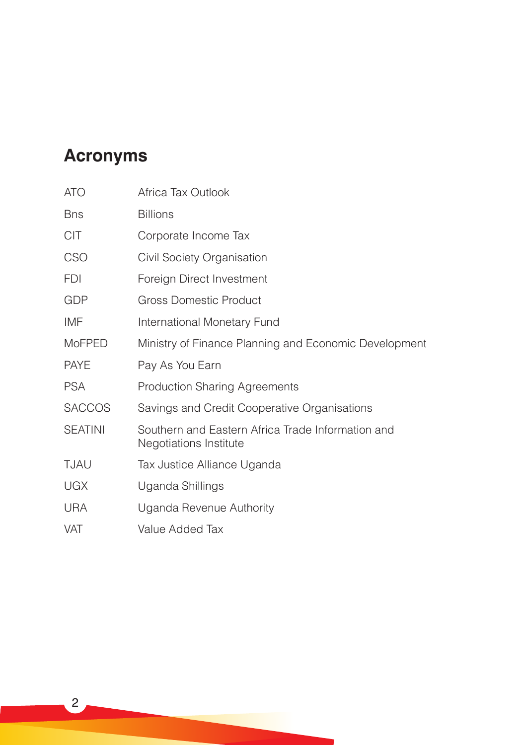## Acronyms

| | |
|---|---|
| ATO | Africa Tax Outlook |
| Bns | Billions |
| CIT | Corporate Income Tax |
| CSO | Civil Society Organisation |
| FDI | Foreign Direct Investment |
| GDP | Gross Domestic Product |
| IMF | International Monetary Fund |
| MoFPED | Ministry of Finance Planning and Economic Development |
| PAYE | Pay As You Earn |
| PSA | Production Sharing Agreements |
| SACCOS | Savings and Credit Cooperative Organisations |
| SEATINI | Southern and Eastern Africa Trade Information and Negotiations Institute |
| TJAU | Tax Justice Alliance Uganda |
| UGX | Uganda Shillings |
| URA | Uganda Revenue Authority |
| VAT | Value Added Tax |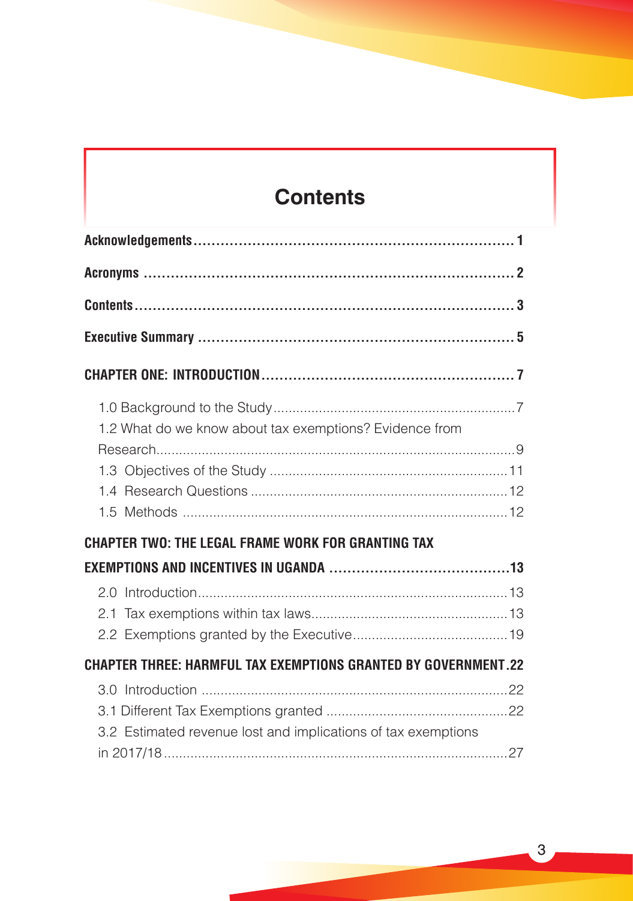# Contents

**Acknowledgements** .......... **1**

**Acronyms** .......... **2**

**Contents** .......... **3**

**Executive Summary** .......... **5**

**CHAPTER ONE: INTRODUCTION** .......... **7**

- 1.0 Background to the Study .......... 7
- 1.2 What do we know about tax exemptions? Evidence from Research .......... 9
- 1.3 Objectives of the Study .......... 11
- 1.4 Research Questions .......... 12
- 1.5 Methods .......... 12

**CHAPTER TWO: THE LEGAL FRAME WORK FOR GRANTING TAX EXEMPTIONS AND INCENTIVES IN UGANDA** .......... **13**

- 2.0 Introduction .......... 13
- 2.1 Tax exemptions within tax laws .......... 13
- 2.2 Exemptions granted by the Executive .......... 19

**CHAPTER THREE: HARMFUL TAX EXEMPTIONS GRANTED BY GOVERNMENT** .......... **22**

- 3.0 Introduction .......... 22
- 3.1 Different Tax Exemptions granted .......... 22
- 3.2 Estimated revenue lost and implications of tax exemptions in 2017/18 .......... 27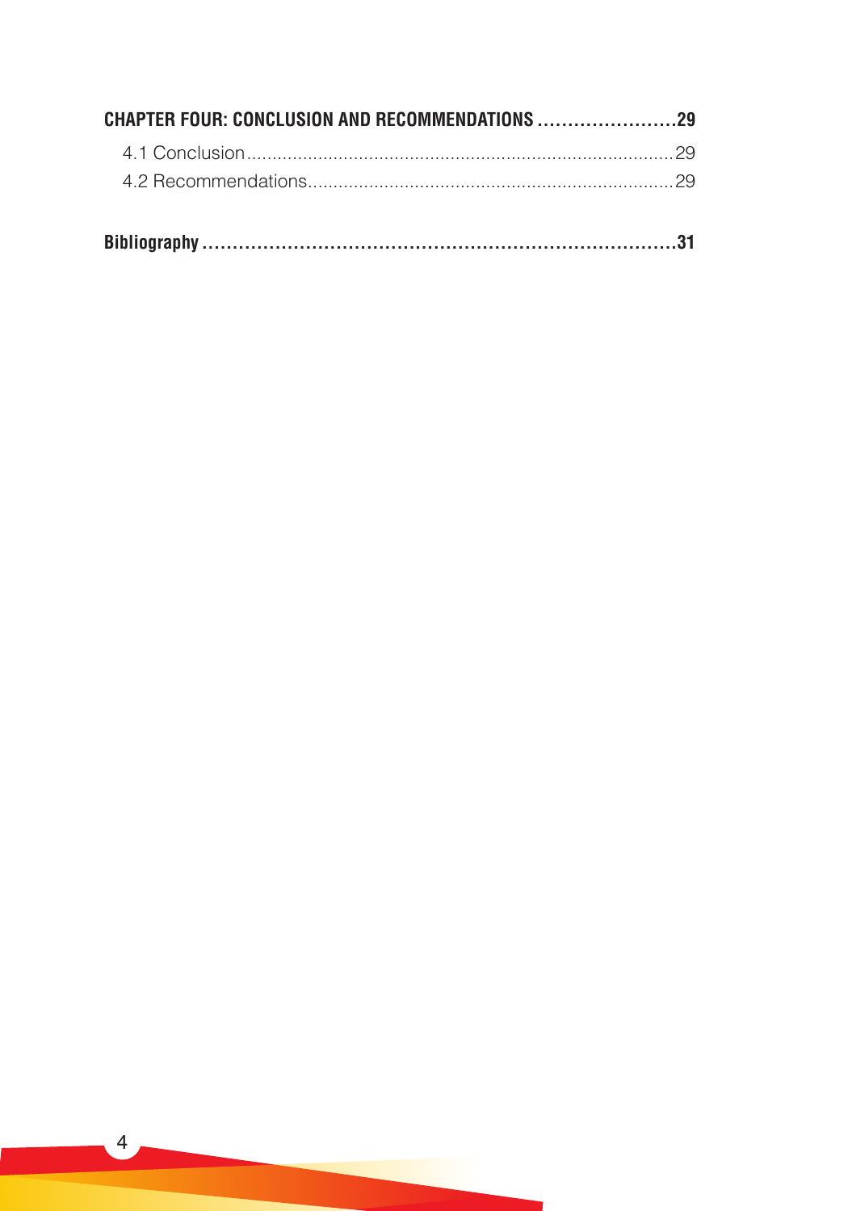**CHAPTER FOUR: CONCLUSION AND RECOMMENDATIONS ........................29**

4.1 Conclusion....................................................................................29

4.2 Recommendations.......................................................................29

**Bibliography ..................................................................................31**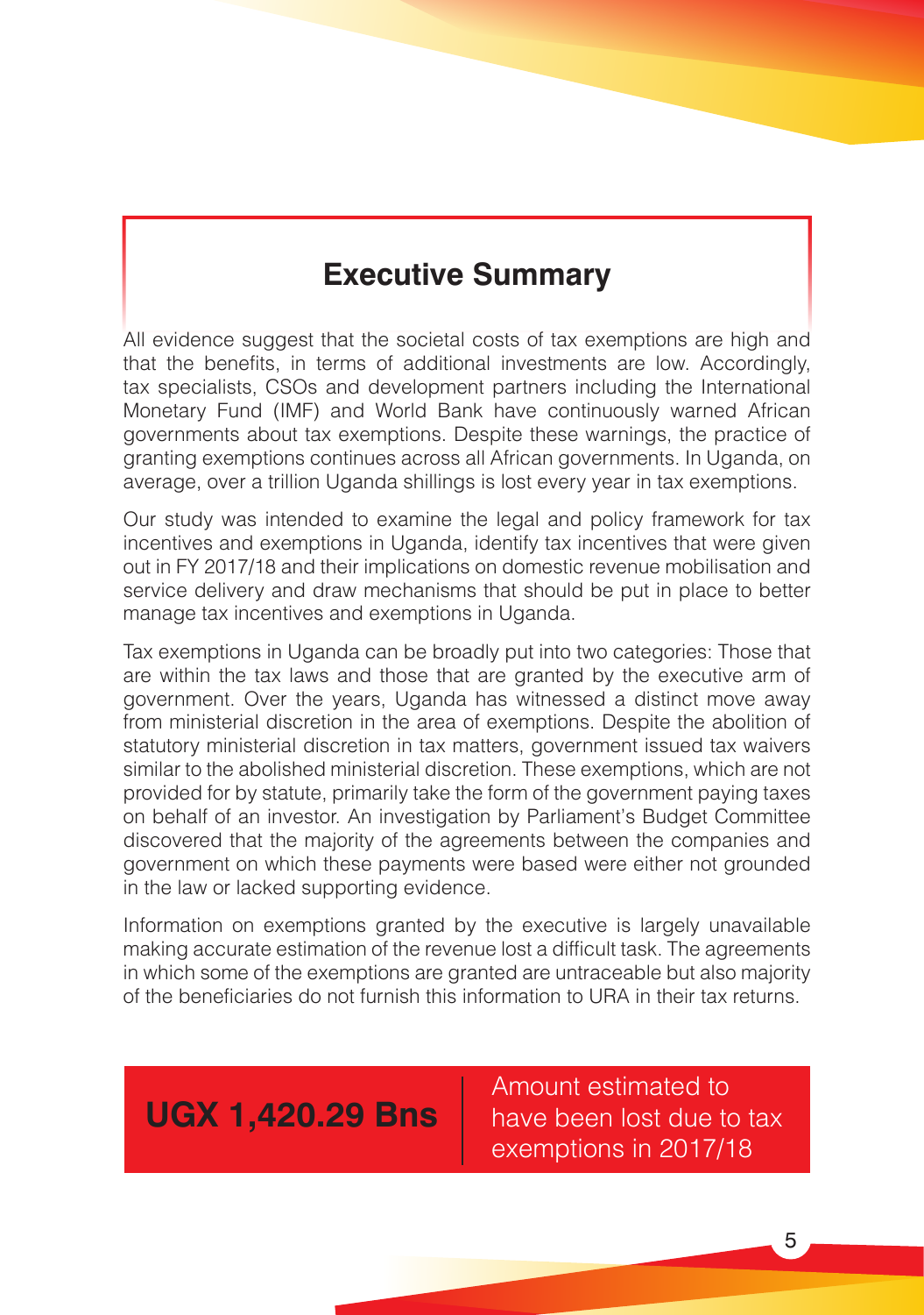# Executive Summary

All evidence suggest that the societal costs of tax exemptions are high and that the benefits, in terms of additional investments are low. Accordingly, tax specialists, CSOs and development partners including the International Monetary Fund (IMF) and World Bank have continuously warned African governments about tax exemptions. Despite these warnings, the practice of granting exemptions continues across all African governments. In Uganda, on average, over a trillion Uganda shillings is lost every year in tax exemptions.

Our study was intended to examine the legal and policy framework for tax incentives and exemptions in Uganda, identify tax incentives that were given out in FY 2017/18 and their implications on domestic revenue mobilisation and service delivery and draw mechanisms that should be put in place to better manage tax incentives and exemptions in Uganda.

Tax exemptions in Uganda can be broadly put into two categories: Those that are within the tax laws and those that are granted by the executive arm of government. Over the years, Uganda has witnessed a distinct move away from ministerial discretion in the area of exemptions. Despite the abolition of statutory ministerial discretion in tax matters, government issued tax waivers similar to the abolished ministerial discretion. These exemptions, which are not provided for by statute, primarily take the form of the government paying taxes on behalf of an investor. An investigation by Parliament's Budget Committee discovered that the majority of the agreements between the companies and government on which these payments were based were either not grounded in the law or lacked supporting evidence.

Information on exemptions granted by the executive is largely unavailable making accurate estimation of the revenue lost a difficult task. The agreements in which some of the exemptions are granted are untraceable but also majority of the beneficiaries do not furnish this information to URA in their tax returns.

**UGX 1,420.29 Bns** | Amount estimated to have been lost due to tax exemptions in 2017/18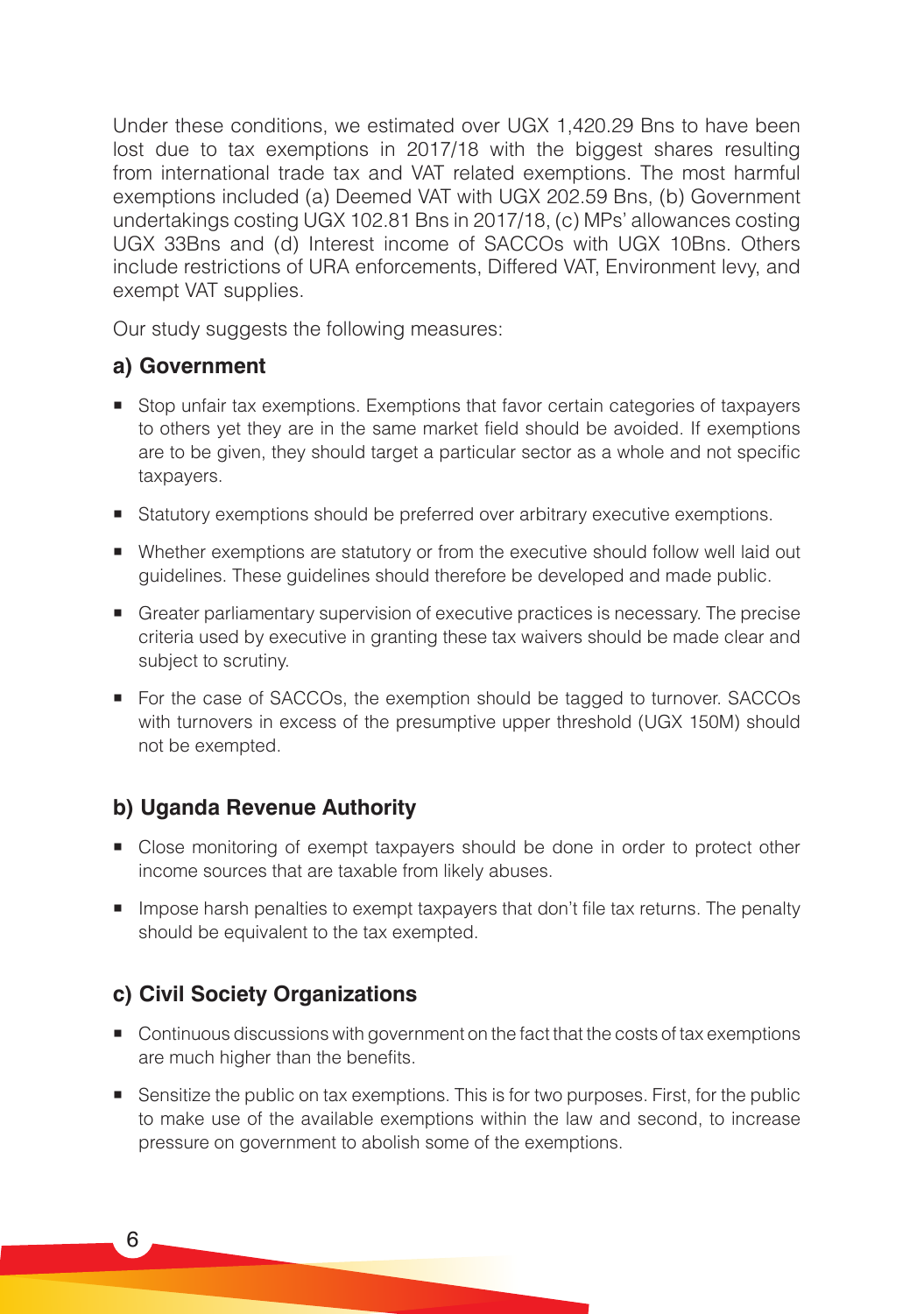Under these conditions, we estimated over UGX 1,420.29 Bns to have been lost due to tax exemptions in 2017/18 with the biggest shares resulting from international trade tax and VAT related exemptions. The most harmful exemptions included (a) Deemed VAT with UGX 202.59 Bns, (b) Government undertakings costing UGX 102.81 Bns in 2017/18, (c) MPs' allowances costing UGX 33Bns and (d) Interest income of SACCOs with UGX 10Bns. Others include restrictions of URA enforcements, Differed VAT, Environment levy, and exempt VAT supplies.

Our study suggests the following measures:

### a) Government

- Stop unfair tax exemptions. Exemptions that favor certain categories of taxpayers to others yet they are in the same market field should be avoided. If exemptions are to be given, they should target a particular sector as a whole and not specific taxpayers.
- Statutory exemptions should be preferred over arbitrary executive exemptions.
- Whether exemptions are statutory or from the executive should follow well laid out guidelines. These guidelines should therefore be developed and made public.
- Greater parliamentary supervision of executive practices is necessary. The precise criteria used by executive in granting these tax waivers should be made clear and subject to scrutiny.
- For the case of SACCOs, the exemption should be tagged to turnover. SACCOs with turnovers in excess of the presumptive upper threshold (UGX 150M) should not be exempted.

### b) Uganda Revenue Authority

- Close monitoring of exempt taxpayers should be done in order to protect other income sources that are taxable from likely abuses.
- Impose harsh penalties to exempt taxpayers that don't file tax returns. The penalty should be equivalent to the tax exempted.

### c) Civil Society Organizations

- Continuous discussions with government on the fact that the costs of tax exemptions are much higher than the benefits.
- Sensitize the public on tax exemptions. This is for two purposes. First, for the public to make use of the available exemptions within the law and second, to increase pressure on government to abolish some of the exemptions.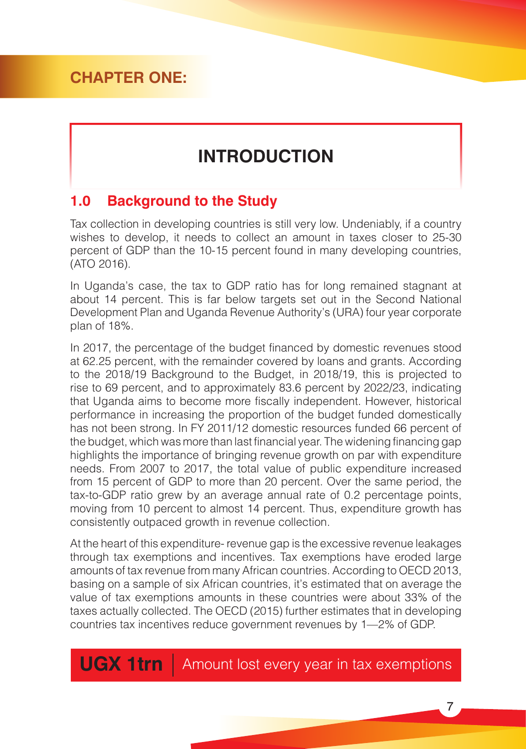## CHAPTER ONE:

# INTRODUCTION

## 1.0 Background to the Study

Tax collection in developing countries is still very low. Undeniably, if a country wishes to develop, it needs to collect an amount in taxes closer to 25-30 percent of GDP than the 10-15 percent found in many developing countries, (ATO 2016).

In Uganda's case, the tax to GDP ratio has for long remained stagnant at about 14 percent. This is far below targets set out in the Second National Development Plan and Uganda Revenue Authority's (URA) four year corporate plan of 18%.

In 2017, the percentage of the budget financed by domestic revenues stood at 62.25 percent, with the remainder covered by loans and grants. According to the 2018/19 Background to the Budget, in 2018/19, this is projected to rise to 69 percent, and to approximately 83.6 percent by 2022/23, indicating that Uganda aims to become more fiscally independent. However, historical performance in increasing the proportion of the budget funded domestically has not been strong. In FY 2011/12 domestic resources funded 66 percent of the budget, which was more than last financial year. The widening financing gap highlights the importance of bringing revenue growth on par with expenditure needs. From 2007 to 2017, the total value of public expenditure increased from 15 percent of GDP to more than 20 percent. Over the same period, the tax-to-GDP ratio grew by an average annual rate of 0.2 percentage points, moving from 10 percent to almost 14 percent. Thus, expenditure growth has consistently outpaced growth in revenue collection.

At the heart of this expenditure- revenue gap is the excessive revenue leakages through tax exemptions and incentives. Tax exemptions have eroded large amounts of tax revenue from many African countries. According to OECD 2013, basing on a sample of six African countries, it's estimated that on average the value of tax exemptions amounts in these countries were about 33% of the taxes actually collected. The OECD (2015) further estimates that in developing countries tax incentives reduce government revenues by 1—2% of GDP.

**UGX 1trn** | Amount lost every year in tax exemptions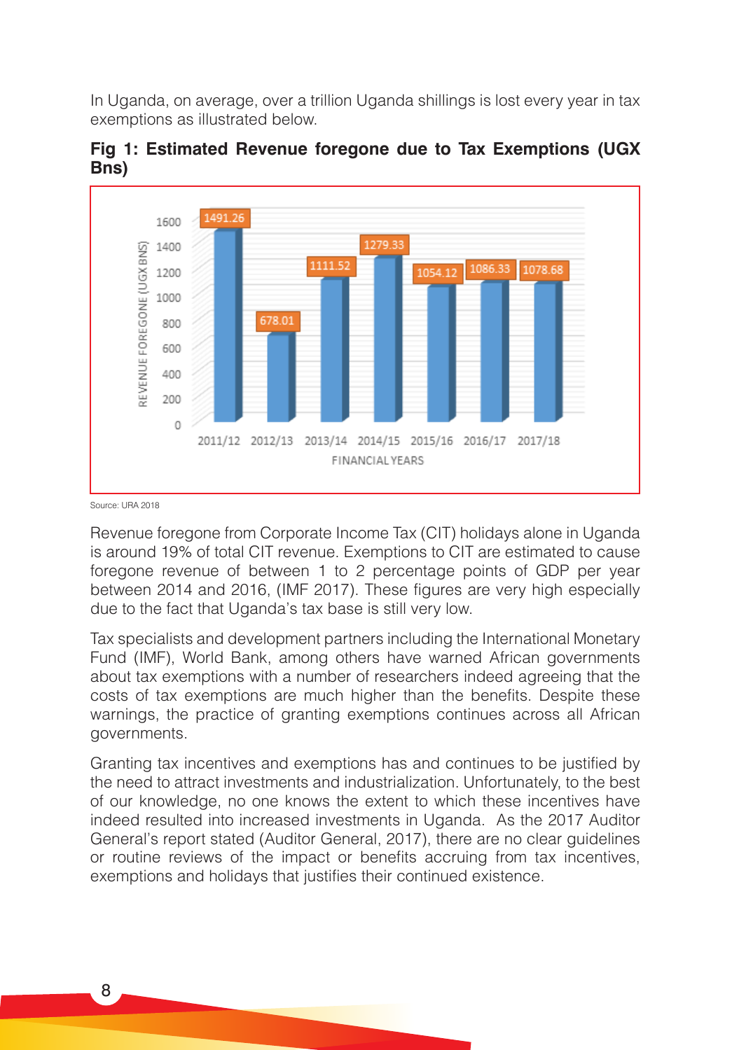In Uganda, on average, over a trillion Uganda shillings is lost every year in tax exemptions as illustrated below.

**Fig 1: Estimated Revenue foregone due to Tax Exemptions (UGX Bns)**

| Financial Years | Revenue Foregone (UGX BNS) |
|---|---|
| 2011/12 | 1491.26 |
| 2012/13 | 678.01 |
| 2013/14 | 1111.52 |
| 2014/15 | 1279.33 |
| 2015/16 | 1054.12 |
| 2016/17 | 1086.33 |
| 2017/18 | 1078.68 |

Source: URA 2018

Revenue foregone from Corporate Income Tax (CIT) holidays alone in Uganda is around 19% of total CIT revenue. Exemptions to CIT are estimated to cause foregone revenue of between 1 to 2 percentage points of GDP per year between 2014 and 2016, (IMF 2017). These figures are very high especially due to the fact that Uganda's tax base is still very low.

Tax specialists and development partners including the International Monetary Fund (IMF), World Bank, among others have warned African governments about tax exemptions with a number of researchers indeed agreeing that the costs of tax exemptions are much higher than the benefits. Despite these warnings, the practice of granting exemptions continues across all African governments.

Granting tax incentives and exemptions has and continues to be justified by the need to attract investments and industrialization. Unfortunately, to the best of our knowledge, no one knows the extent to which these incentives have indeed resulted into increased investments in Uganda. As the 2017 Auditor General's report stated (Auditor General, 2017), there are no clear guidelines or routine reviews of the impact or benefits accruing from tax incentives, exemptions and holidays that justifies their continued existence.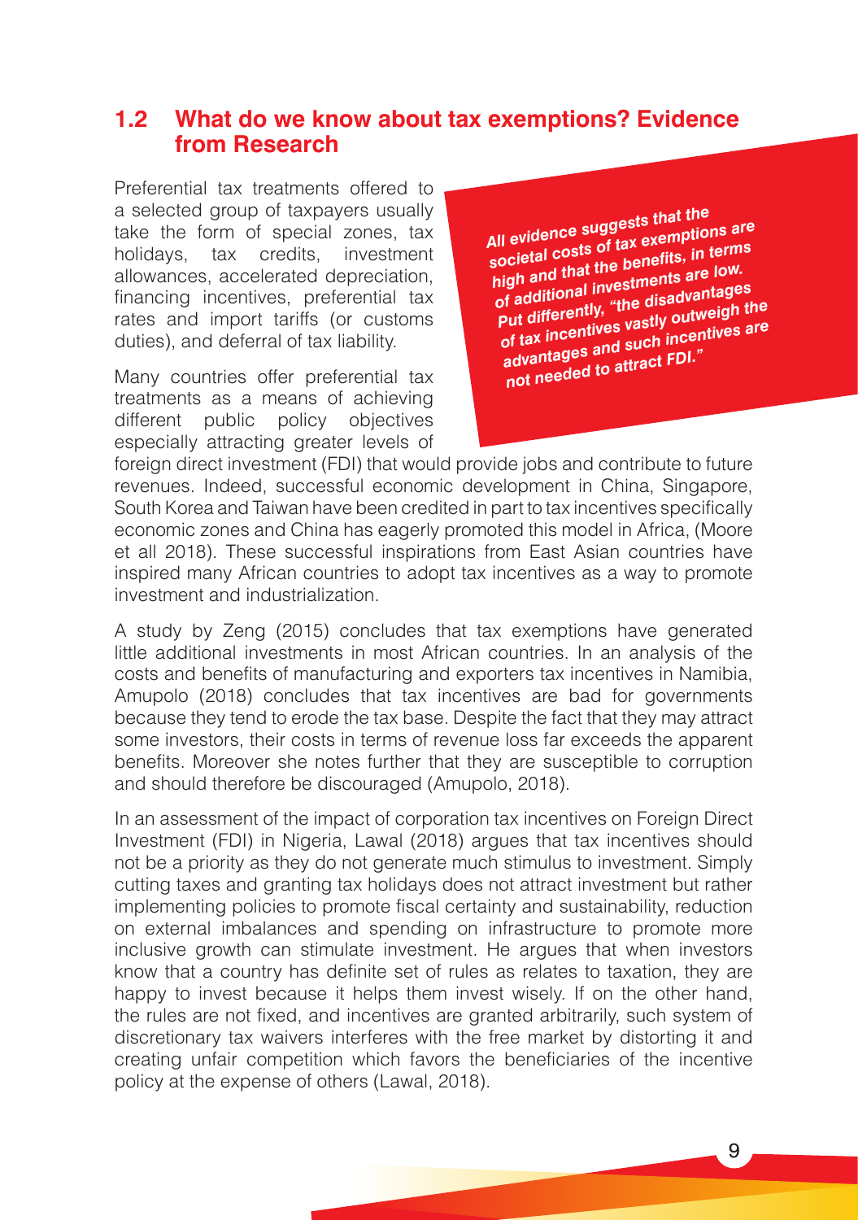## 1.2 What do we know about tax exemptions? Evidence from Research

Preferential tax treatments offered to a selected group of taxpayers usually take the form of special zones, tax holidays, tax credits, investment allowances, accelerated depreciation, financing incentives, preferential tax rates and import tariffs (or customs duties), and deferral of tax liability.

> **All evidence suggests that the societal costs of tax exemptions are high and that the benefits, in terms of additional investments are low. Put differently, "the disadvantages of tax incentives vastly outweigh the advantages and such incentives are not needed to attract FDI."**

Many countries offer preferential tax treatments as a means of achieving different public policy objectives especially attracting greater levels of foreign direct investment (FDI) that would provide jobs and contribute to future revenues. Indeed, successful economic development in China, Singapore, South Korea and Taiwan have been credited in part to tax incentives specifically economic zones and China has eagerly promoted this model in Africa, (Moore et all 2018). These successful inspirations from East Asian countries have inspired many African countries to adopt tax incentives as a way to promote investment and industrialization.

A study by Zeng (2015) concludes that tax exemptions have generated little additional investments in most African countries. In an analysis of the costs and benefits of manufacturing and exporters tax incentives in Namibia, Amupolo (2018) concludes that tax incentives are bad for governments because they tend to erode the tax base. Despite the fact that they may attract some investors, their costs in terms of revenue loss far exceeds the apparent benefits. Moreover she notes further that they are susceptible to corruption and should therefore be discouraged (Amupolo, 2018).

In an assessment of the impact of corporation tax incentives on Foreign Direct Investment (FDI) in Nigeria, Lawal (2018) argues that tax incentives should not be a priority as they do not generate much stimulus to investment. Simply cutting taxes and granting tax holidays does not attract investment but rather implementing policies to promote fiscal certainty and sustainability, reduction on external imbalances and spending on infrastructure to promote more inclusive growth can stimulate investment. He argues that when investors know that a country has definite set of rules as relates to taxation, they are happy to invest because it helps them invest wisely. If on the other hand, the rules are not fixed, and incentives are granted arbitrarily, such system of discretionary tax waivers interferes with the free market by distorting it and creating unfair competition which favors the beneficiaries of the incentive policy at the expense of others (Lawal, 2018).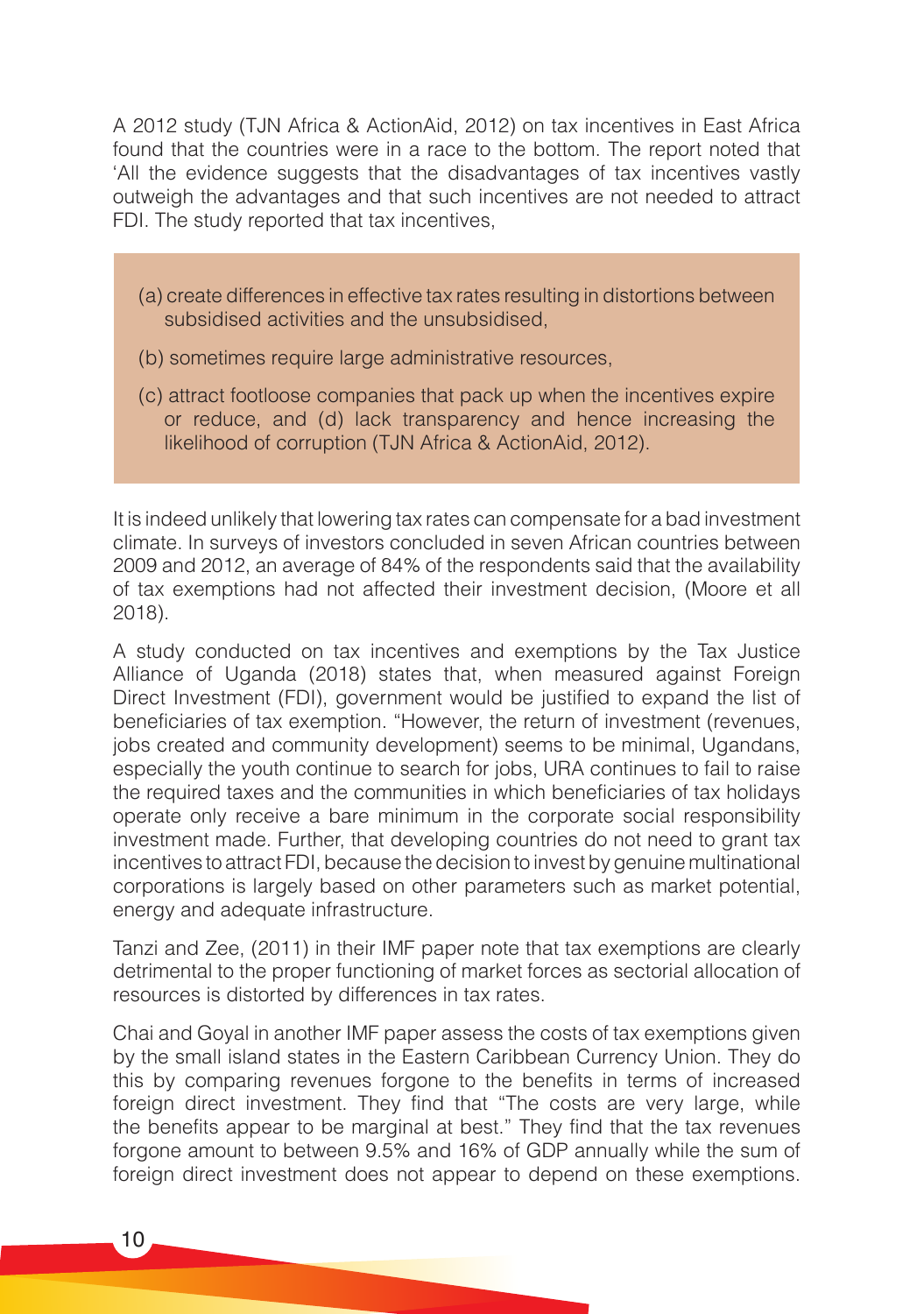A 2012 study (TJN Africa & ActionAid, 2012) on tax incentives in East Africa found that the countries were in a race to the bottom. The report noted that 'All the evidence suggests that the disadvantages of tax incentives vastly outweigh the advantages and that such incentives are not needed to attract FDI. The study reported that tax incentives,

> (a) create differences in effective tax rates resulting in distortions between subsidised activities and the unsubsidised,
>
> (b) sometimes require large administrative resources,
>
> (c) attract footloose companies that pack up when the incentives expire or reduce, and (d) lack transparency and hence increasing the likelihood of corruption (TJN Africa & ActionAid, 2012).

It is indeed unlikely that lowering tax rates can compensate for a bad investment climate. In surveys of investors concluded in seven African countries between 2009 and 2012, an average of 84% of the respondents said that the availability of tax exemptions had not affected their investment decision, (Moore et all 2018).

A study conducted on tax incentives and exemptions by the Tax Justice Alliance of Uganda (2018) states that, when measured against Foreign Direct Investment (FDI), government would be justified to expand the list of beneficiaries of tax exemption. "However, the return of investment (revenues, jobs created and community development) seems to be minimal, Ugandans, especially the youth continue to search for jobs, URA continues to fail to raise the required taxes and the communities in which beneficiaries of tax holidays operate only receive a bare minimum in the corporate social responsibility investment made. Further, that developing countries do not need to grant tax incentives to attract FDI, because the decision to invest by genuine multinational corporations is largely based on other parameters such as market potential, energy and adequate infrastructure.

Tanzi and Zee, (2011) in their IMF paper note that tax exemptions are clearly detrimental to the proper functioning of market forces as sectorial allocation of resources is distorted by differences in tax rates.

Chai and Goyal in another IMF paper assess the costs of tax exemptions given by the small island states in the Eastern Caribbean Currency Union. They do this by comparing revenues forgone to the benefits in terms of increased foreign direct investment. They find that "The costs are very large, while the benefits appear to be marginal at best." They find that the tax revenues forgone amount to between 9.5% and 16% of GDP annually while the sum of foreign direct investment does not appear to depend on these exemptions.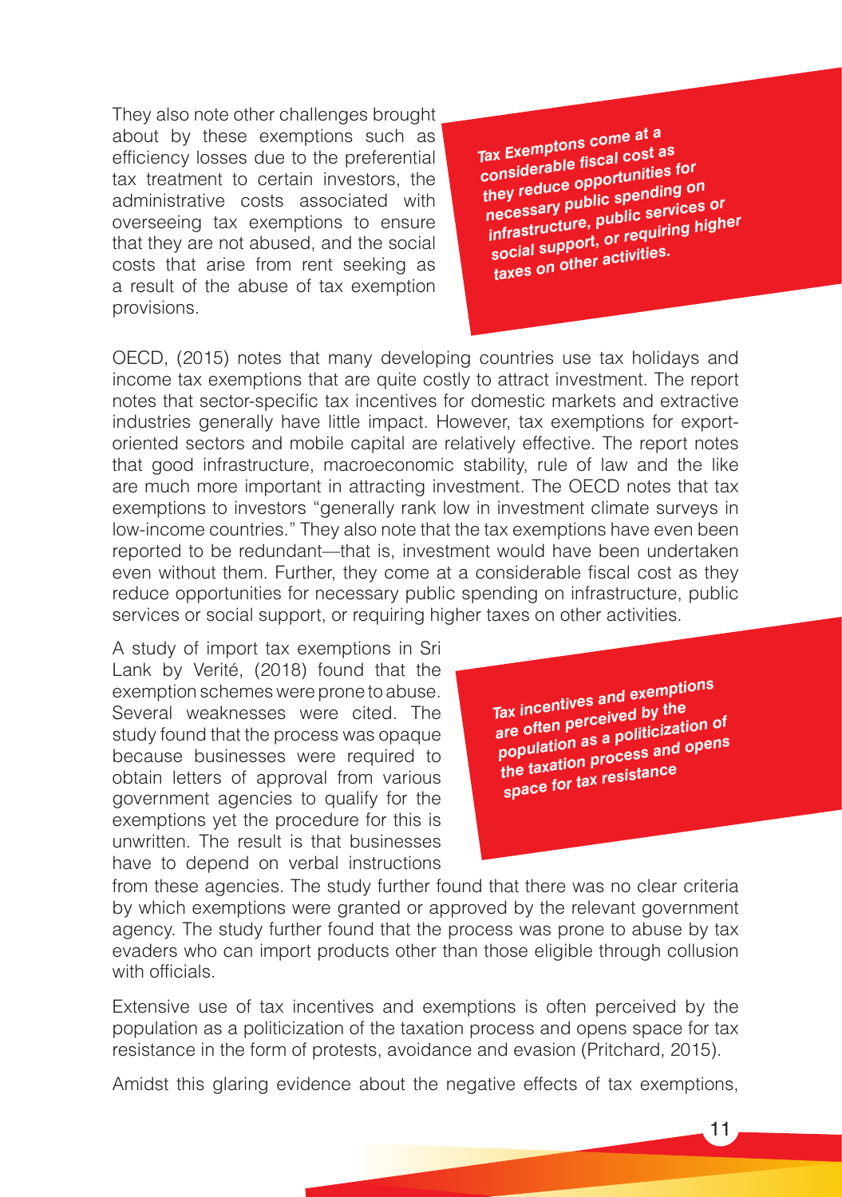They also note other challenges brought about by these exemptions such as efficiency losses due to the preferential tax treatment to certain investors, the administrative costs associated with overseeing tax exemptions to ensure that they are not abused, and the social costs that arise from rent seeking as a result of the abuse of tax exemption provisions.

***Tax Exemptons come at a considerable fiscal cost as they reduce opportunities for necessary public spending on infrastructure, public services or social support, or requiring higher taxes on other activities.***

OECD, (2015) notes that many developing countries use tax holidays and income tax exemptions that are quite costly to attract investment. The report notes that sector-specific tax incentives for domestic markets and extractive industries generally have little impact. However, tax exemptions for export-oriented sectors and mobile capital are relatively effective. The report notes that good infrastructure, macroeconomic stability, rule of law and the like are much more important in attracting investment. The OECD notes that tax exemptions to investors "generally rank low in investment climate surveys in low-income countries." They also note that the tax exemptions have even been reported to be redundant—that is, investment would have been undertaken even without them. Further, they come at a considerable fiscal cost as they reduce opportunities for necessary public spending on infrastructure, public services or social support, or requiring higher taxes on other activities.

A study of import tax exemptions in Sri Lank by Verité, (2018) found that the exemption schemes were prone to abuse. Several weaknesses were cited. The study found that the process was opaque because businesses were required to obtain letters of approval from various government agencies to qualify for the exemptions yet the procedure for this is unwritten. The result is that businesses have to depend on verbal instructions from these agencies. The study further found that there was no clear criteria by which exemptions were granted or approved by the relevant government agency. The study further found that the process was prone to abuse by tax evaders who can import products other than those eligible through collusion with officials.

***Tax incentives and exemptions are often perceived by the population as a politicization of the taxation process and opens space for tax resistance***

Extensive use of tax incentives and exemptions is often perceived by the population as a politicization of the taxation process and opens space for tax resistance in the form of protests, avoidance and evasion (Pritchard, 2015).

Amidst this glaring evidence about the negative effects of tax exemptions,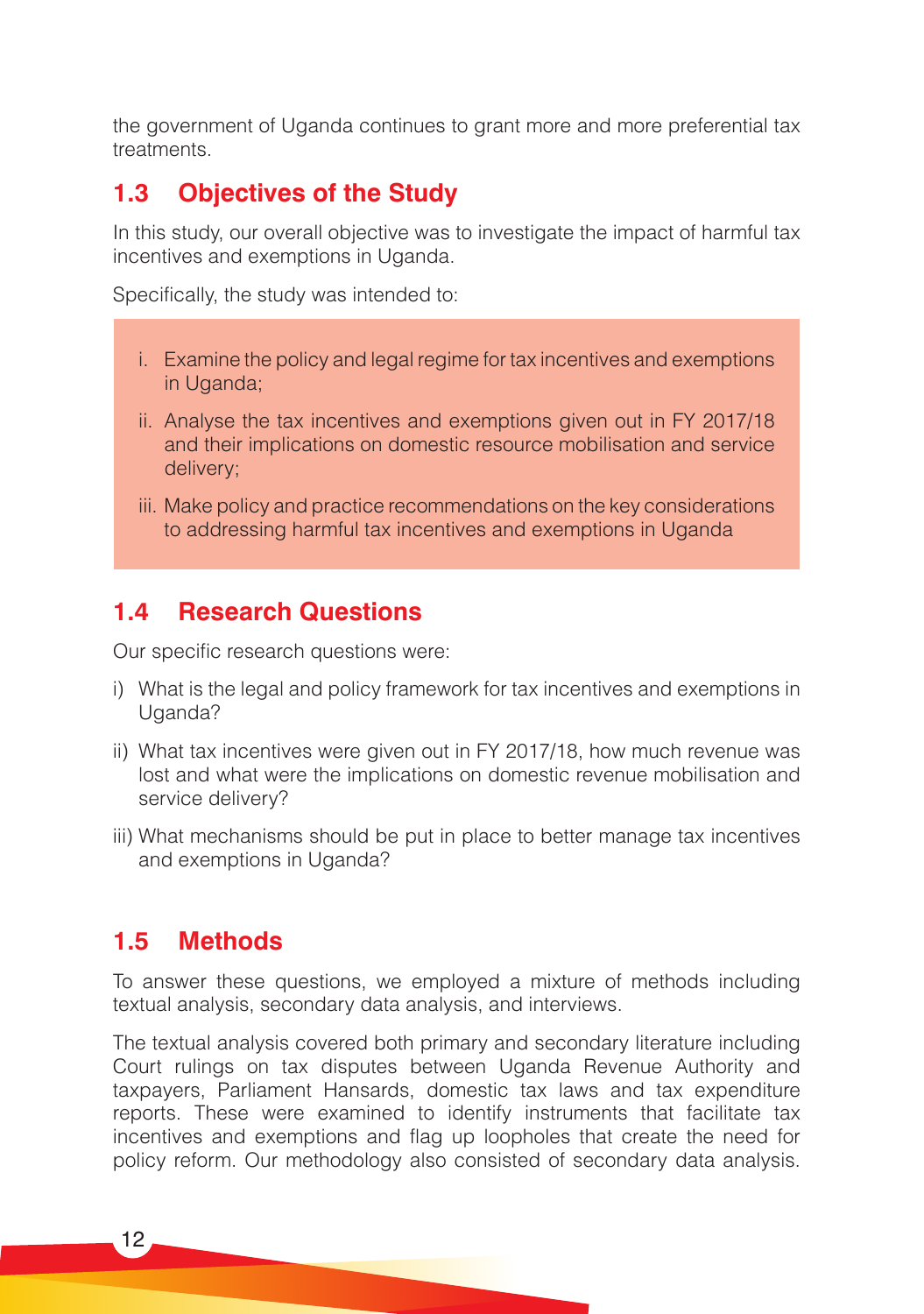the government of Uganda continues to grant more and more preferential tax treatments.

## 1.3 Objectives of the Study

In this study, our overall objective was to investigate the impact of harmful tax incentives and exemptions in Uganda.

Specifically, the study was intended to:

i. Examine the policy and legal regime for tax incentives and exemptions in Uganda;

ii. Analyse the tax incentives and exemptions given out in FY 2017/18 and their implications on domestic resource mobilisation and service delivery;

iii. Make policy and practice recommendations on the key considerations to addressing harmful tax incentives and exemptions in Uganda

## 1.4 Research Questions

Our specific research questions were:

i) What is the legal and policy framework for tax incentives and exemptions in Uganda?

ii) What tax incentives were given out in FY 2017/18, how much revenue was lost and what were the implications on domestic revenue mobilisation and service delivery?

iii) What mechanisms should be put in place to better manage tax incentives and exemptions in Uganda?

## 1.5 Methods

To answer these questions, we employed a mixture of methods including textual analysis, secondary data analysis, and interviews.

The textual analysis covered both primary and secondary literature including Court rulings on tax disputes between Uganda Revenue Authority and taxpayers, Parliament Hansards, domestic tax laws and tax expenditure reports. These were examined to identify instruments that facilitate tax incentives and exemptions and flag up loopholes that create the need for policy reform. Our methodology also consisted of secondary data analysis.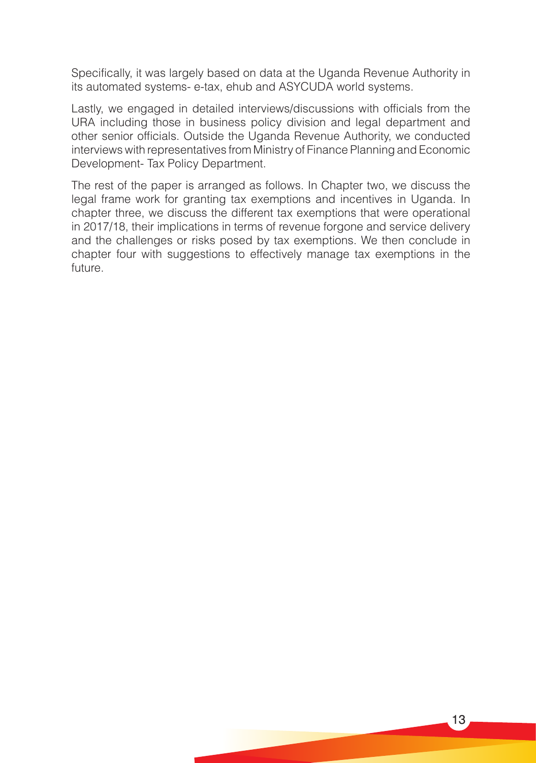Specifically, it was largely based on data at the Uganda Revenue Authority in its automated systems- e-tax, ehub and ASYCUDA world systems.

Lastly, we engaged in detailed interviews/discussions with officials from the URA including those in business policy division and legal department and other senior officials. Outside the Uganda Revenue Authority, we conducted interviews with representatives from Ministry of Finance Planning and Economic Development- Tax Policy Department.

The rest of the paper is arranged as follows. In Chapter two, we discuss the legal frame work for granting tax exemptions and incentives in Uganda. In chapter three, we discuss the different tax exemptions that were operational in 2017/18, their implications in terms of revenue forgone and service delivery and the challenges or risks posed by tax exemptions. We then conclude in chapter four with suggestions to effectively manage tax exemptions in the future.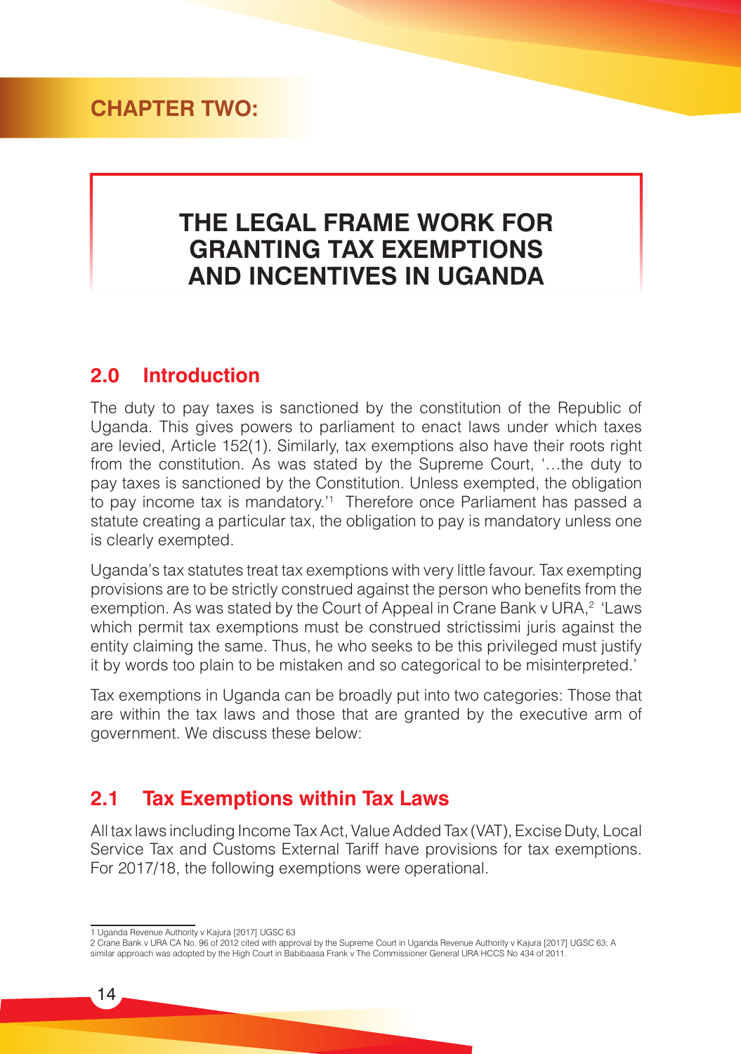## CHAPTER TWO:

# THE LEGAL FRAME WORK FOR GRANTING TAX EXEMPTIONS AND INCENTIVES IN UGANDA

## 2.0 Introduction

The duty to pay taxes is sanctioned by the constitution of the Republic of Uganda. This gives powers to parliament to enact laws under which taxes are levied, Article 152(1). Similarly, tax exemptions also have their roots right from the constitution. As was stated by the Supreme Court, '…the duty to pay taxes is sanctioned by the Constitution. Unless exempted, the obligation to pay income tax is mandatory.'[1] Therefore once Parliament has passed a statute creating a particular tax, the obligation to pay is mandatory unless one is clearly exempted.

Uganda's tax statutes treat tax exemptions with very little favour. Tax exempting provisions are to be strictly construed against the person who benefits from the exemption. As was stated by the Court of Appeal in Crane Bank v URA,[2] 'Laws which permit tax exemptions must be construed strictissimi juris against the entity claiming the same. Thus, he who seeks to be this privileged must justify it by words too plain to be mistaken and so categorical to be misinterpreted.'

Tax exemptions in Uganda can be broadly put into two categories: Those that are within the tax laws and those that are granted by the executive arm of government. We discuss these below:

## 2.1 Tax Exemptions within Tax Laws

All tax laws including Income Tax Act, Value Added Tax (VAT), Excise Duty, Local Service Tax and Customs External Tariff have provisions for tax exemptions. For 2017/18, the following exemptions were operational.

---

1 Uganda Revenue Authority v Kajura [2017] UGSC 63

2 Crane Bank v URA CA No. 96 of 2012 cited with approval by the Supreme Court in Uganda Revenue Authority v Kajura [2017] UGSC 63; A similar approach was adopted by the High Court in Babibaasa Frank v The Commissioner General URA HCCS No 434 of 2011.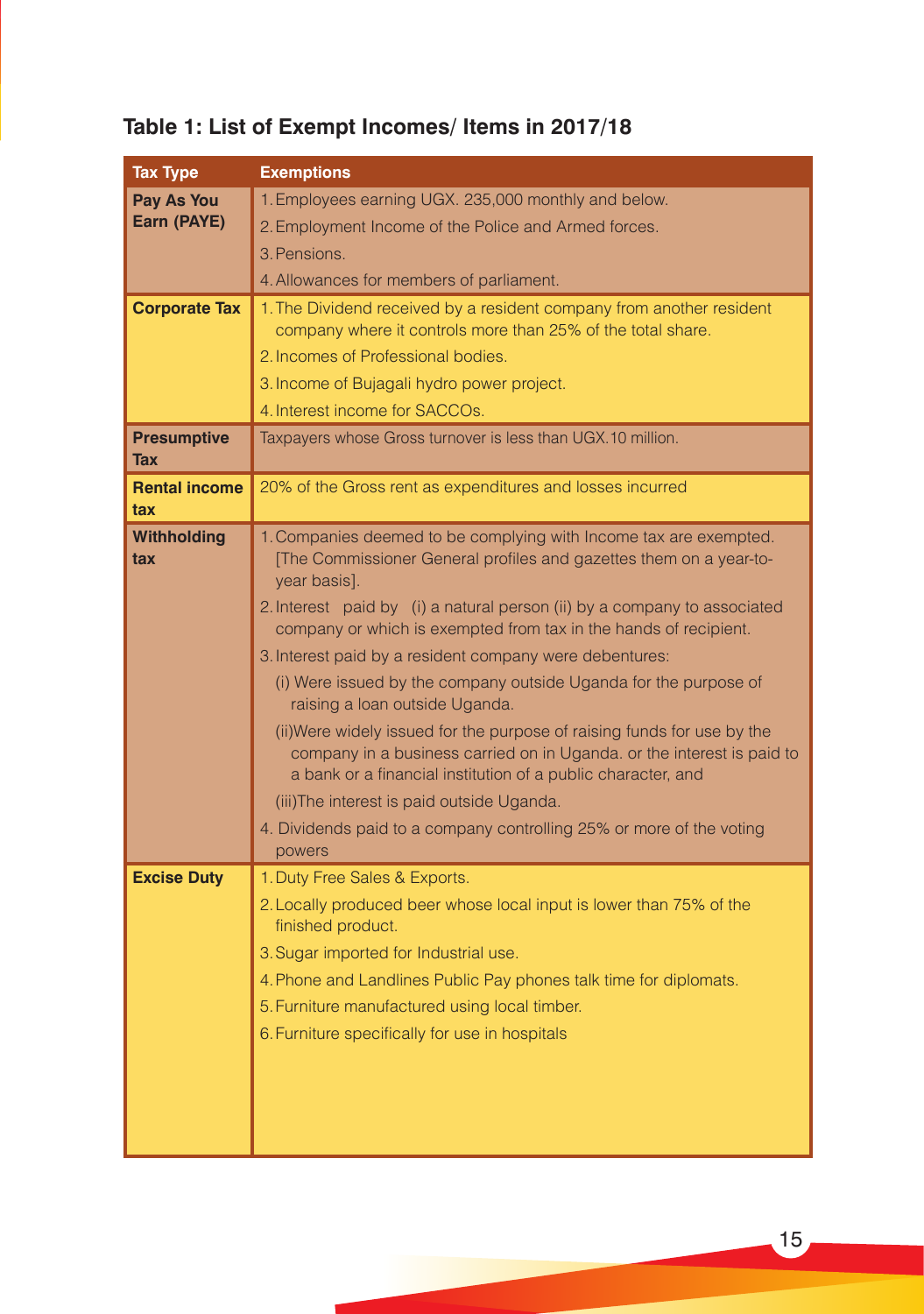## Table 1: List of Exempt Incomes/ Items in 2017/18

| Tax Type | Exemptions |
|---|---|
| Pay As You Earn (PAYE) | 1. Employees earning UGX. 235,000 monthly and below.<br>2. Employment Income of the Police and Armed forces.<br>3. Pensions.<br>4. Allowances for members of parliament. |
| Corporate Tax | 1. The Dividend received by a resident company from another resident company where it controls more than 25% of the total share.<br>2. Incomes of Professional bodies.<br>3. Income of Bujagali hydro power project.<br>4. Interest income for SACCOs. |
| Presumptive Tax | Taxpayers whose Gross turnover is less than UGX.10 million. |
| Rental income tax | 20% of the Gross rent as expenditures and losses incurred |
| Withholding tax | 1. Companies deemed to be complying with Income tax are exempted. [The Commissioner General profiles and gazettes them on a year-to-year basis].<br>2. Interest paid by (i) a natural person (ii) by a company to associated company or which is exempted from tax in the hands of recipient.<br>3. Interest paid by a resident company were debentures:<br>(i) Were issued by the company outside Uganda for the purpose of raising a loan outside Uganda.<br>(ii)Were widely issued for the purpose of raising funds for use by the company in a business carried on in Uganda. or the interest is paid to a bank or a financial institution of a public character, and<br>(iii)The interest is paid outside Uganda.<br>4. Dividends paid to a company controlling 25% or more of the voting powers |
| Excise Duty | 1. Duty Free Sales & Exports.<br>2. Locally produced beer whose local input is lower than 75% of the finished product.<br>3. Sugar imported for Industrial use.<br>4. Phone and Landlines Public Pay phones talk time for diplomats.<br>5. Furniture manufactured using local timber.<br>6. Furniture specifically for use in hospitals |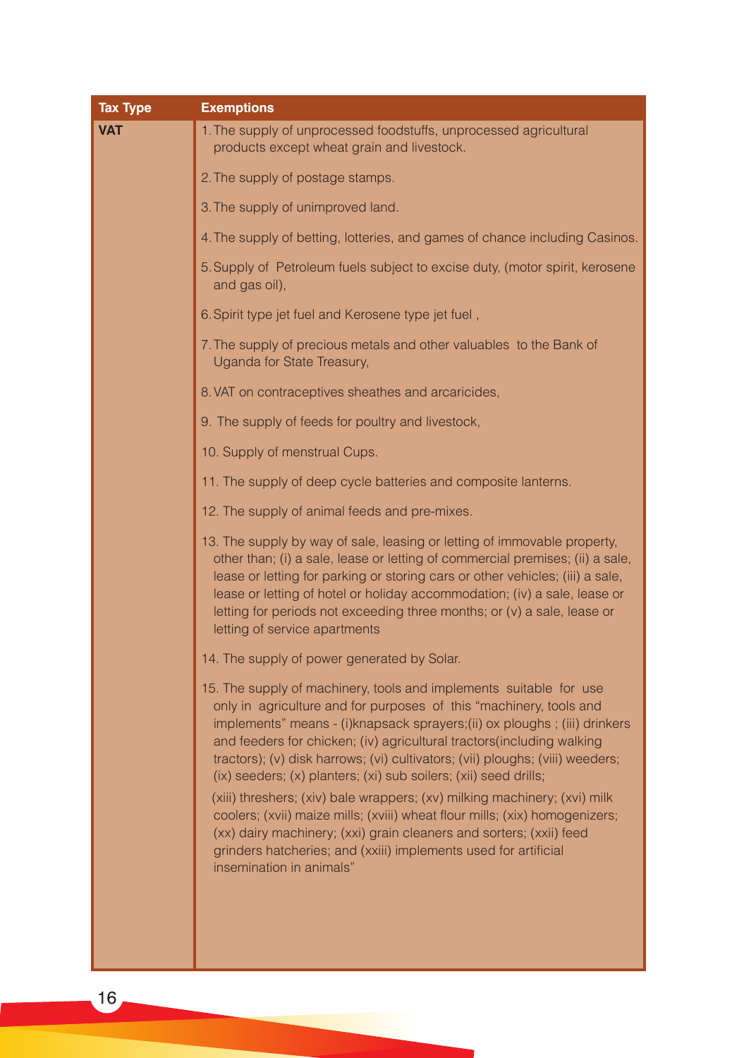| Tax Type | Exemptions |
|---|---|
| **VAT** | 1. The supply of unprocessed foodstuffs, unprocessed agricultural products except wheat grain and livestock.<br><br>2. The supply of postage stamps.<br><br>3. The supply of unimproved land.<br><br>4. The supply of betting, lotteries, and games of chance including Casinos.<br><br>5. Supply of Petroleum fuels subject to excise duty, (motor spirit, kerosene and gas oil),<br><br>6. Spirit type jet fuel and Kerosene type jet fuel ,<br><br>7. The supply of precious metals and other valuables to the Bank of Uganda for State Treasury,<br><br>8. VAT on contraceptives sheathes and arcaricides,<br><br>9. The supply of feeds for poultry and livestock,<br><br>10. Supply of menstrual Cups.<br><br>11. The supply of deep cycle batteries and composite lanterns.<br><br>12. The supply of animal feeds and pre-mixes.<br><br>13. The supply by way of sale, leasing or letting of immovable property, other than; (i) a sale, lease or letting of commercial premises; (ii) a sale, lease or letting for parking or storing cars or other vehicles; (iii) a sale, lease or letting of hotel or holiday accommodation; (iv) a sale, lease or letting for periods not exceeding three months; or (v) a sale, lease or letting of service apartments<br><br>14. The supply of power generated by Solar.<br><br>15. The supply of machinery, tools and implements suitable for use only in agriculture and for purposes of this "machinery, tools and implements" means - (i)knapsack sprayers;(ii) ox ploughs ; (iii) drinkers and feeders for chicken; (iv) agricultural tractors(including walking tractors); (v) disk harrows; (vi) cultivators; (vii) ploughs; (viii) weeders; (ix) seeders; (x) planters; (xi) sub soilers; (xii) seed drills;<br>(xiii) threshers; (xiv) bale wrappers; (xv) milking machinery; (xvi) milk coolers; (xvii) maize mills; (xviii) wheat flour mills; (xix) homogenizers; (xx) dairy machinery; (xxi) grain cleaners and sorters; (xxii) feed grinders hatcheries; and (xxiii) implements used for artificial insemination in animals" |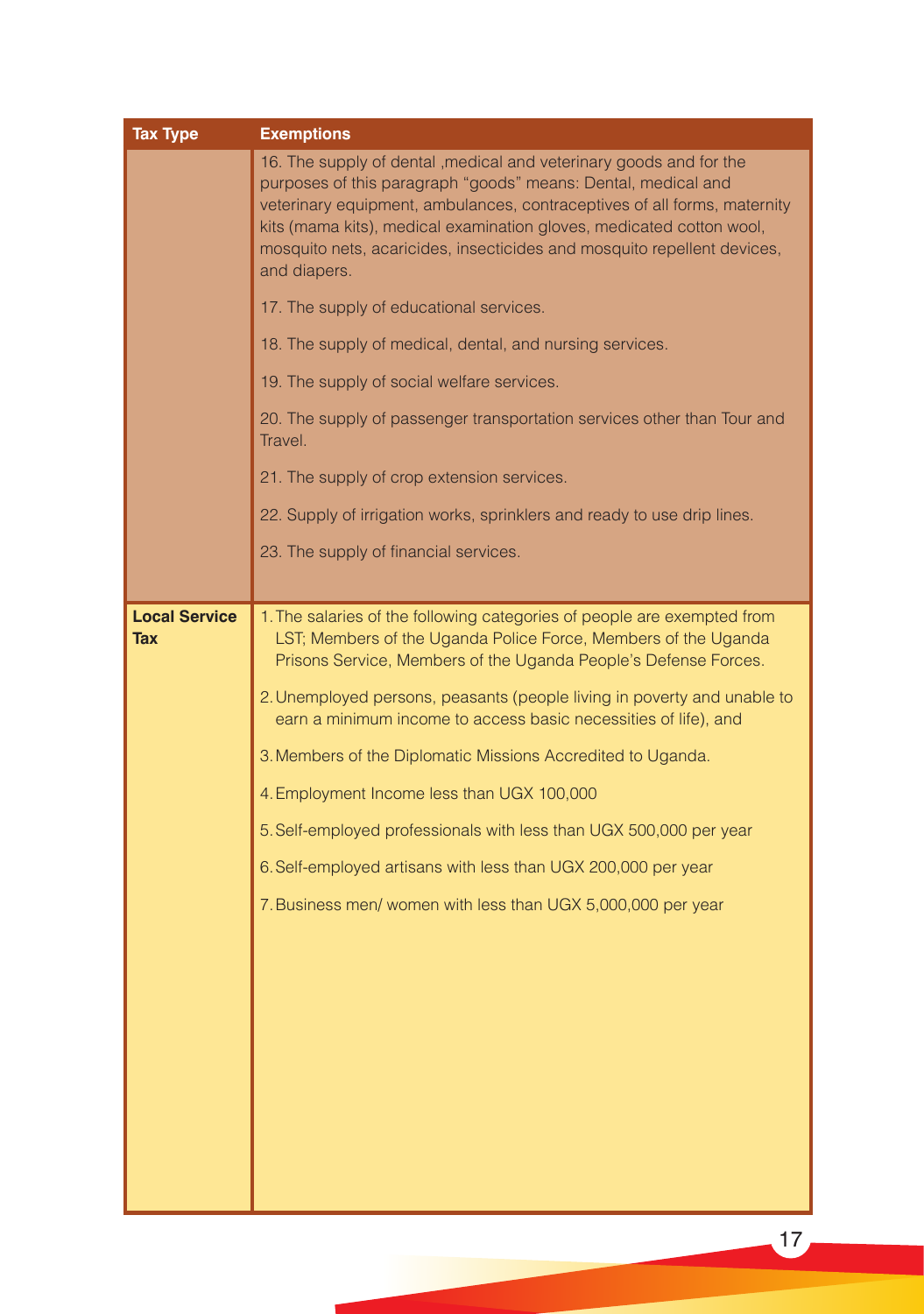| Tax Type | Exemptions |
| --- | --- |
| | 16. The supply of dental ,medical and veterinary goods and for the purposes of this paragraph "goods" means: Dental, medical and veterinary equipment, ambulances, contraceptives of all forms, maternity kits (mama kits), medical examination gloves, medicated cotton wool, mosquito nets, acaricides, insecticides and mosquito repellent devices, and diapers.<br><br>17. The supply of educational services.<br><br>18. The supply of medical, dental, and nursing services.<br><br>19. The supply of social welfare services.<br><br>20. The supply of passenger transportation services other than Tour and Travel.<br><br>21. The supply of crop extension services.<br><br>22. Supply of irrigation works, sprinklers and ready to use drip lines.<br><br>23. The supply of financial services. |
| **Local Service Tax** | 1. The salaries of the following categories of people are exempted from LST; Members of the Uganda Police Force, Members of the Uganda Prisons Service, Members of the Uganda People's Defense Forces.<br><br>2. Unemployed persons, peasants (people living in poverty and unable to earn a minimum income to access basic necessities of life), and<br><br>3. Members of the Diplomatic Missions Accredited to Uganda.<br><br>4. Employment Income less than UGX 100,000<br><br>5. Self-employed professionals with less than UGX 500,000 per year<br><br>6. Self-employed artisans with less than UGX 200,000 per year<br><br>7. Business men/ women with less than UGX 5,000,000 per year |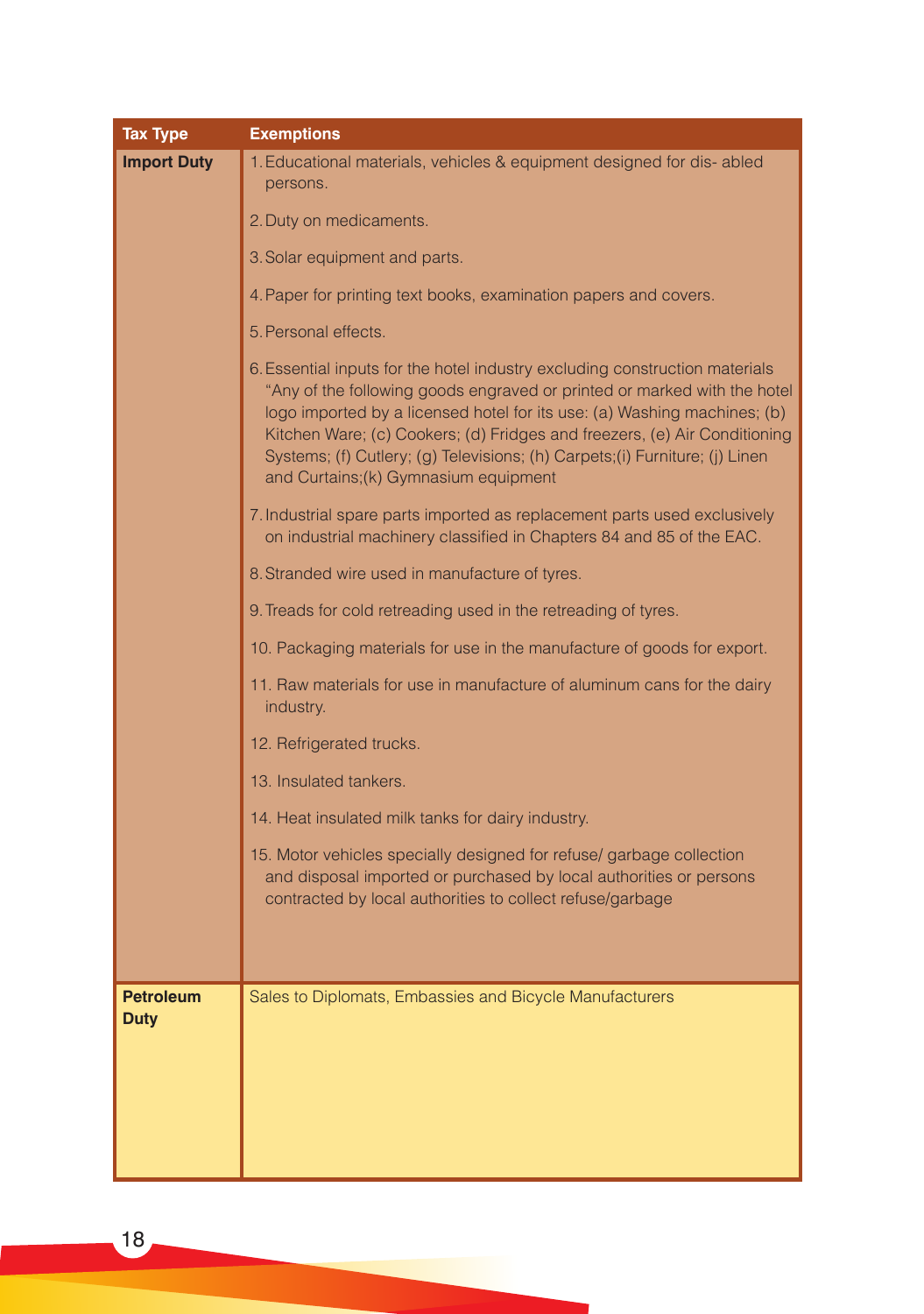| Tax Type | Exemptions |
|---|---|
| **Import Duty** | 1. Educational materials, vehicles & equipment designed for dis- abled persons.<br>2. Duty on medicaments.<br>3. Solar equipment and parts.<br>4. Paper for printing text books, examination papers and covers.<br>5. Personal effects.<br>6. Essential inputs for the hotel industry excluding construction materials "Any of the following goods engraved or printed or marked with the hotel logo imported by a licensed hotel for its use: (a) Washing machines; (b) Kitchen Ware; (c) Cookers; (d) Fridges and freezers, (e) Air Conditioning Systems; (f) Cutlery; (g) Televisions; (h) Carpets;(i) Furniture; (j) Linen and Curtains;(k) Gymnasium equipment<br>7. Industrial spare parts imported as replacement parts used exclusively on industrial machinery classified in Chapters 84 and 85 of the EAC.<br>8. Stranded wire used in manufacture of tyres.<br>9. Treads for cold retreading used in the retreading of tyres.<br>10. Packaging materials for use in the manufacture of goods for export.<br>11. Raw materials for use in manufacture of aluminum cans for the dairy industry.<br>12. Refrigerated trucks.<br>13. Insulated tankers.<br>14. Heat insulated milk tanks for dairy industry.<br>15. Motor vehicles specially designed for refuse/ garbage collection and disposal imported or purchased by local authorities or persons contracted by local authorities to collect refuse/garbage |
| **Petroleum Duty** | Sales to Diplomats, Embassies and Bicycle Manufacturers |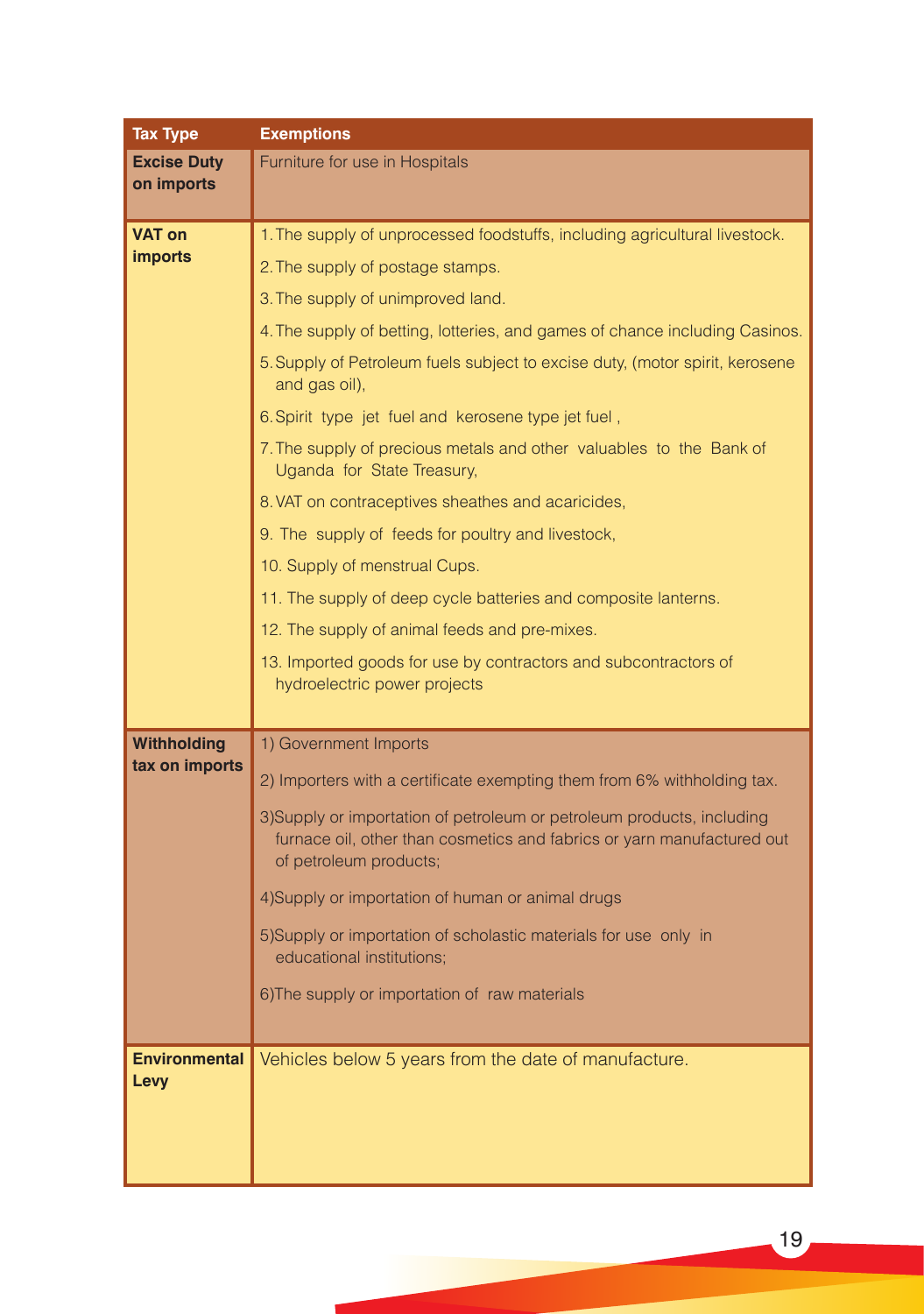| Tax Type | Exemptions |
|---|---|
| **Excise Duty on imports** | Furniture for use in Hospitals |
| **VAT on imports** | 1. The supply of unprocessed foodstuffs, including agricultural livestock.<br>2. The supply of postage stamps.<br>3. The supply of unimproved land.<br>4. The supply of betting, lotteries, and games of chance including Casinos.<br>5. Supply of Petroleum fuels subject to excise duty, (motor spirit, kerosene and gas oil),<br>6. Spirit type jet fuel and kerosene type jet fuel ,<br>7. The supply of precious metals and other valuables to the Bank of Uganda for State Treasury,<br>8. VAT on contraceptives sheathes and acaricides,<br>9. The supply of feeds for poultry and livestock,<br>10. Supply of menstrual Cups.<br>11. The supply of deep cycle batteries and composite lanterns.<br>12. The supply of animal feeds and pre-mixes.<br>13. Imported goods for use by contractors and subcontractors of hydroelectric power projects |
| **Withholding tax on imports** | 1) Government Imports<br>2) Importers with a certificate exempting them from 6% withholding tax.<br>3)Supply or importation of petroleum or petroleum products, including furnace oil, other than cosmetics and fabrics or yarn manufactured out of petroleum products;<br>4)Supply or importation of human or animal drugs<br>5)Supply or importation of scholastic materials for use only in educational institutions;<br>6)The supply or importation of raw materials |
| **Environmental Levy** | Vehicles below 5 years from the date of manufacture. |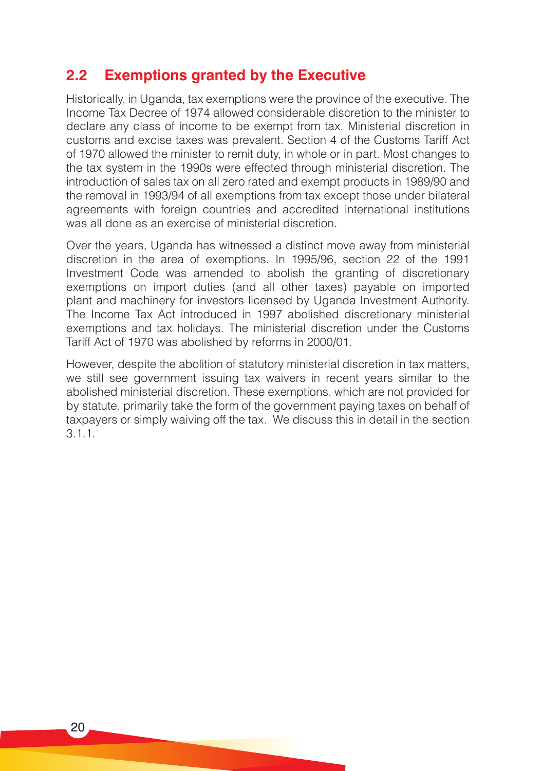## 2.2 Exemptions granted by the Executive

Historically, in Uganda, tax exemptions were the province of the executive. The Income Tax Decree of 1974 allowed considerable discretion to the minister to declare any class of income to be exempt from tax. Ministerial discretion in customs and excise taxes was prevalent. Section 4 of the Customs Tariff Act of 1970 allowed the minister to remit duty, in whole or in part. Most changes to the tax system in the 1990s were effected through ministerial discretion. The introduction of sales tax on all zero rated and exempt products in 1989/90 and the removal in 1993/94 of all exemptions from tax except those under bilateral agreements with foreign countries and accredited international institutions was all done as an exercise of ministerial discretion.

Over the years, Uganda has witnessed a distinct move away from ministerial discretion in the area of exemptions. In 1995/96, section 22 of the 1991 Investment Code was amended to abolish the granting of discretionary exemptions on import duties (and all other taxes) payable on imported plant and machinery for investors licensed by Uganda Investment Authority. The Income Tax Act introduced in 1997 abolished discretionary ministerial exemptions and tax holidays. The ministerial discretion under the Customs Tariff Act of 1970 was abolished by reforms in 2000/01.

However, despite the abolition of statutory ministerial discretion in tax matters, we still see government issuing tax waivers in recent years similar to the abolished ministerial discretion. These exemptions, which are not provided for by statute, primarily take the form of the government paying taxes on behalf of taxpayers or simply waiving off the tax. We discuss this in detail in the section 3.1.1.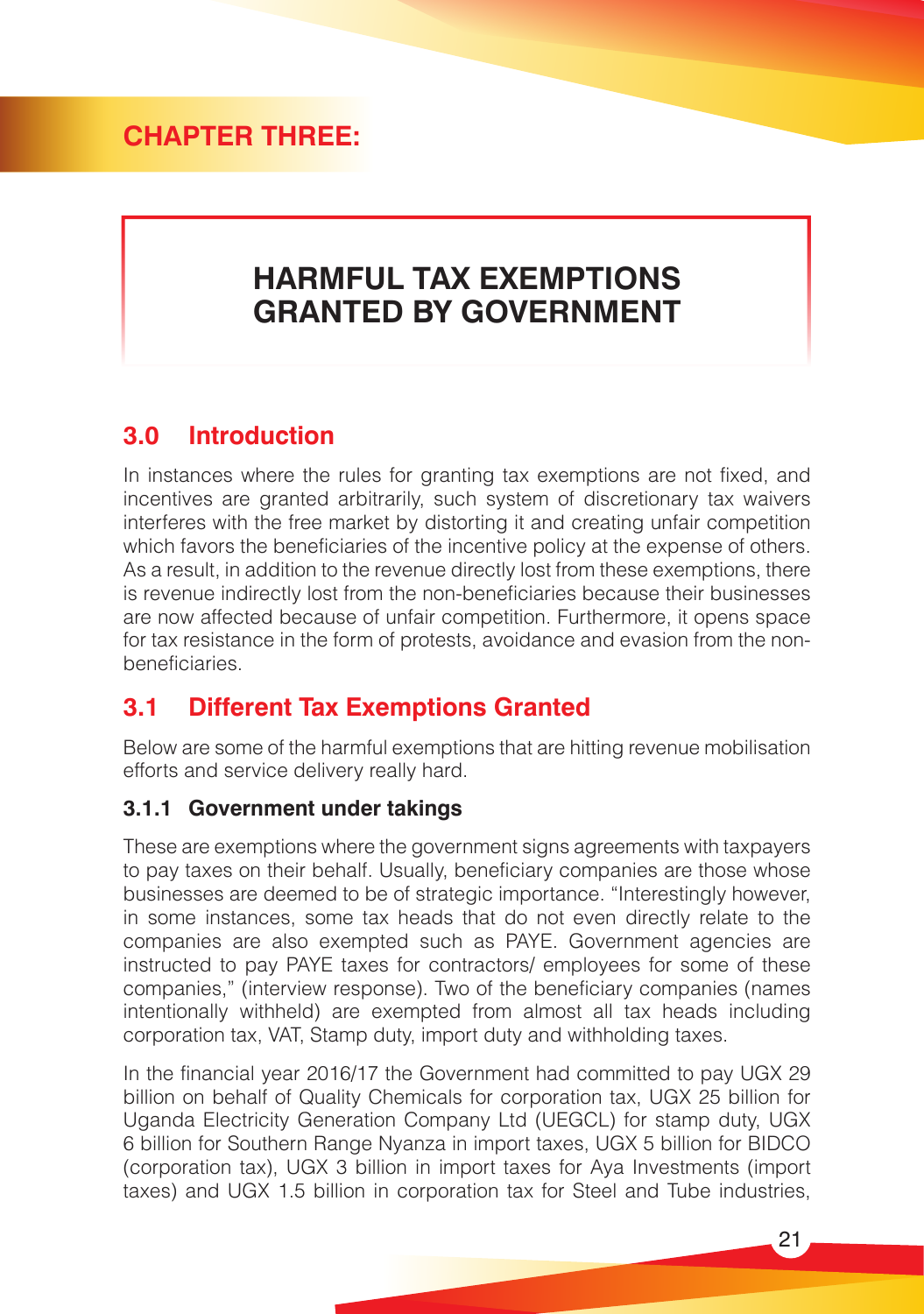# CHAPTER THREE:

# HARMFUL TAX EXEMPTIONS GRANTED BY GOVERNMENT

## 3.0 Introduction

In instances where the rules for granting tax exemptions are not fixed, and incentives are granted arbitrarily, such system of discretionary tax waivers interferes with the free market by distorting it and creating unfair competition which favors the beneficiaries of the incentive policy at the expense of others. As a result, in addition to the revenue directly lost from these exemptions, there is revenue indirectly lost from the non-beneficiaries because their businesses are now affected because of unfair competition. Furthermore, it opens space for tax resistance in the form of protests, avoidance and evasion from the non-beneficiaries.

## 3.1 Different Tax Exemptions Granted

Below are some of the harmful exemptions that are hitting revenue mobilisation efforts and service delivery really hard.

### 3.1.1 Government under takings

These are exemptions where the government signs agreements with taxpayers to pay taxes on their behalf. Usually, beneficiary companies are those whose businesses are deemed to be of strategic importance. "Interestingly however, in some instances, some tax heads that do not even directly relate to the companies are also exempted such as PAYE. Government agencies are instructed to pay PAYE taxes for contractors/ employees for some of these companies," (interview response). Two of the beneficiary companies (names intentionally withheld) are exempted from almost all tax heads including corporation tax, VAT, Stamp duty, import duty and withholding taxes.

In the financial year 2016/17 the Government had committed to pay UGX 29 billion on behalf of Quality Chemicals for corporation tax, UGX 25 billion for Uganda Electricity Generation Company Ltd (UEGCL) for stamp duty, UGX 6 billion for Southern Range Nyanza in import taxes, UGX 5 billion for BIDCO (corporation tax), UGX 3 billion in import taxes for Aya Investments (import taxes) and UGX 1.5 billion in corporation tax for Steel and Tube industries,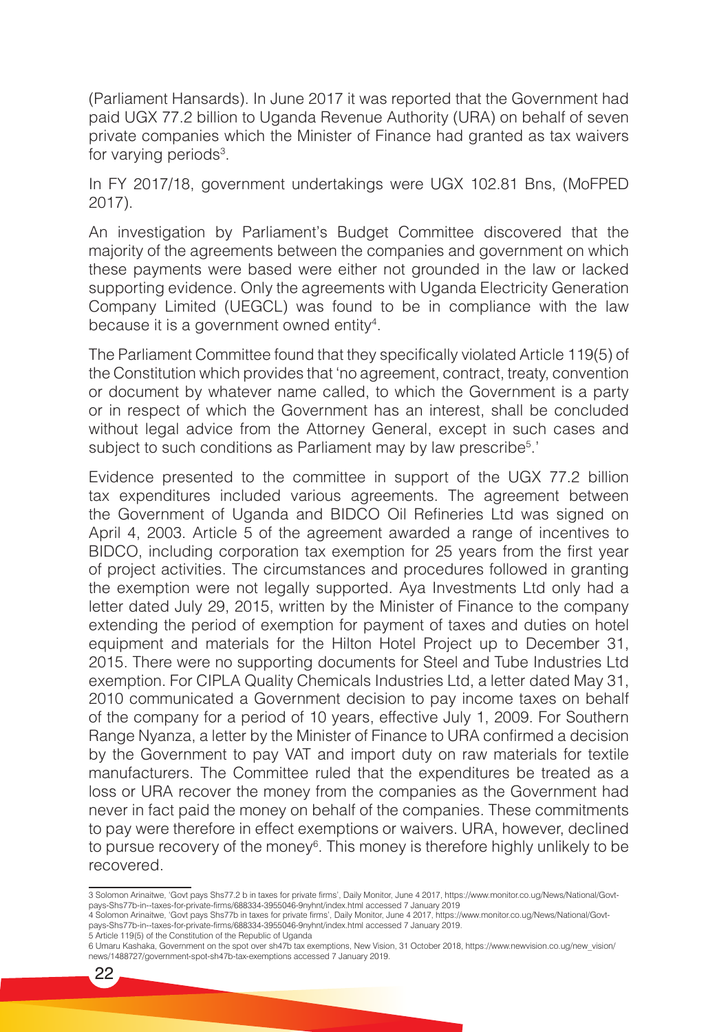(Parliament Hansards). In June 2017 it was reported that the Government had paid UGX 77.2 billion to Uganda Revenue Authority (URA) on behalf of seven private companies which the Minister of Finance had granted as tax waivers for varying periods[3].

In FY 2017/18, government undertakings were UGX 102.81 Bns, (MoFPED 2017).

An investigation by Parliament's Budget Committee discovered that the majority of the agreements between the companies and government on which these payments were based were either not grounded in the law or lacked supporting evidence. Only the agreements with Uganda Electricity Generation Company Limited (UEGCL) was found to be in compliance with the law because it is a government owned entity[4].

The Parliament Committee found that they specifically violated Article 119(5) of the Constitution which provides that 'no agreement, contract, treaty, convention or document by whatever name called, to which the Government is a party or in respect of which the Government has an interest, shall be concluded without legal advice from the Attorney General, except in such cases and subject to such conditions as Parliament may by law prescribe[5].'

Evidence presented to the committee in support of the UGX 77.2 billion tax expenditures included various agreements. The agreement between the Government of Uganda and BIDCO Oil Refineries Ltd was signed on April 4, 2003. Article 5 of the agreement awarded a range of incentives to BIDCO, including corporation tax exemption for 25 years from the first year of project activities. The circumstances and procedures followed in granting the exemption were not legally supported. Aya Investments Ltd only had a letter dated July 29, 2015, written by the Minister of Finance to the company extending the period of exemption for payment of taxes and duties on hotel equipment and materials for the Hilton Hotel Project up to December 31, 2015. There were no supporting documents for Steel and Tube Industries Ltd exemption. For CIPLA Quality Chemicals Industries Ltd, a letter dated May 31, 2010 communicated a Government decision to pay income taxes on behalf of the company for a period of 10 years, effective July 1, 2009. For Southern Range Nyanza, a letter by the Minister of Finance to URA confirmed a decision by the Government to pay VAT and import duty on raw materials for textile manufacturers. The Committee ruled that the expenditures be treated as a loss or URA recover the money from the companies as the Government had never in fact paid the money on behalf of the companies. These commitments to pay were therefore in effect exemptions or waivers. URA, however, declined to pursue recovery of the money[6]. This money is therefore highly unlikely to be recovered.

---

3 Solomon Arinaitwe, 'Govt pays Shs77.2 b in taxes for private firms', Daily Monitor, June 4 2017, https://www.monitor.co.ug/News/National/Govt-pays-Shs77b-in--taxes-for-private-firms/688334-3955046-9nyhnt/index.html accessed 7 January 2019

4 Solomon Arinaitwe, 'Govt pays Shs77b in taxes for private firms', Daily Monitor, June 4 2017, https://www.monitor.co.ug/News/National/Govt-pays-Shs77b-in--taxes-for-private-firms/688334-3955046-9nyhnt/index.html accessed 7 January 2019.

5 Article 119(5) of the Constitution of the Republic of Uganda

6 Umaru Kashaka, Government on the spot over sh47b tax exemptions, New Vision, 31 October 2018, https://www.newvision.co.ug/new_vision/news/1488727/government-spot-sh47b-tax-exemptions accessed 7 January 2019.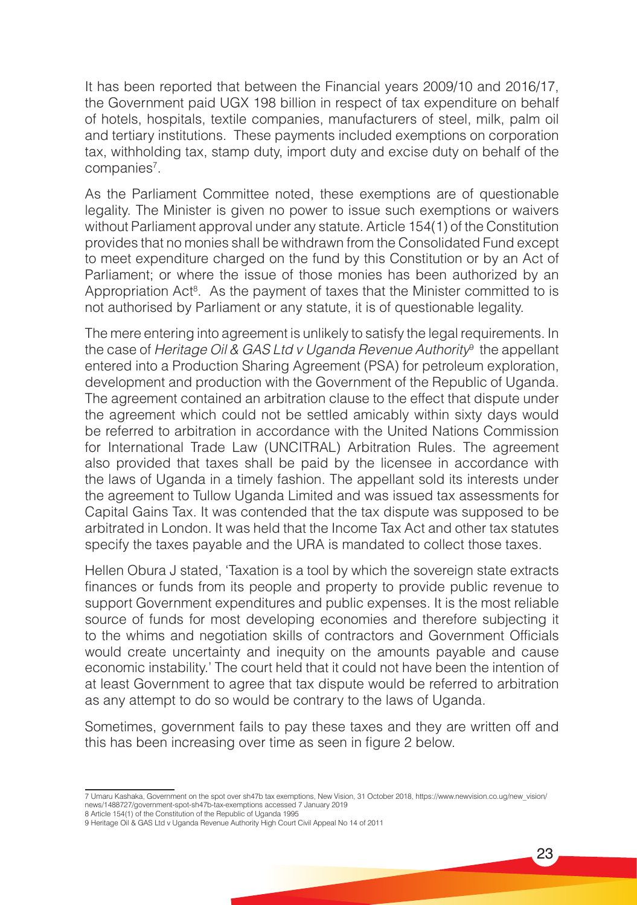It has been reported that between the Financial years 2009/10 and 2016/17, the Government paid UGX 198 billion in respect of tax expenditure on behalf of hotels, hospitals, textile companies, manufacturers of steel, milk, palm oil and tertiary institutions. These payments included exemptions on corporation tax, withholding tax, stamp duty, import duty and excise duty on behalf of the companies[7].

As the Parliament Committee noted, these exemptions are of questionable legality. The Minister is given no power to issue such exemptions or waivers without Parliament approval under any statute. Article 154(1) of the Constitution provides that no monies shall be withdrawn from the Consolidated Fund except to meet expenditure charged on the fund by this Constitution or by an Act of Parliament; or where the issue of those monies has been authorized by an Appropriation Act[8]. As the payment of taxes that the Minister committed to is not authorised by Parliament or any statute, it is of questionable legality.

The mere entering into agreement is unlikely to satisfy the legal requirements. In the case of *Heritage Oil & GAS Ltd v Uganda Revenue Authority*[9] the appellant entered into a Production Sharing Agreement (PSA) for petroleum exploration, development and production with the Government of the Republic of Uganda. The agreement contained an arbitration clause to the effect that dispute under the agreement which could not be settled amicably within sixty days would be referred to arbitration in accordance with the United Nations Commission for International Trade Law (UNCITRAL) Arbitration Rules. The agreement also provided that taxes shall be paid by the licensee in accordance with the laws of Uganda in a timely fashion. The appellant sold its interests under the agreement to Tullow Uganda Limited and was issued tax assessments for Capital Gains Tax. It was contended that the tax dispute was supposed to be arbitrated in London. It was held that the Income Tax Act and other tax statutes specify the taxes payable and the URA is mandated to collect those taxes.

Hellen Obura J stated, 'Taxation is a tool by which the sovereign state extracts finances or funds from its people and property to provide public revenue to support Government expenditures and public expenses. It is the most reliable source of funds for most developing economies and therefore subjecting it to the whims and negotiation skills of contractors and Government Officials would create uncertainty and inequity on the amounts payable and cause economic instability.' The court held that it could not have been the intention of at least Government to agree that tax dispute would be referred to arbitration as any attempt to do so would be contrary to the laws of Uganda.

Sometimes, government fails to pay these taxes and they are written off and this has been increasing over time as seen in figure 2 below.

---

7 Umaru Kashaka, Government on the spot over sh47b tax exemptions, New Vision, 31 October 2018, https://www.newvision.co.ug/new_vision/news/1488727/government-spot-sh47b-tax-exemptions accessed 7 January 2019

8 Article 154(1) of the Constitution of the Republic of Uganda 1995

9 Heritage Oil & GAS Ltd v Uganda Revenue Authority High Court Civil Appeal No 14 of 2011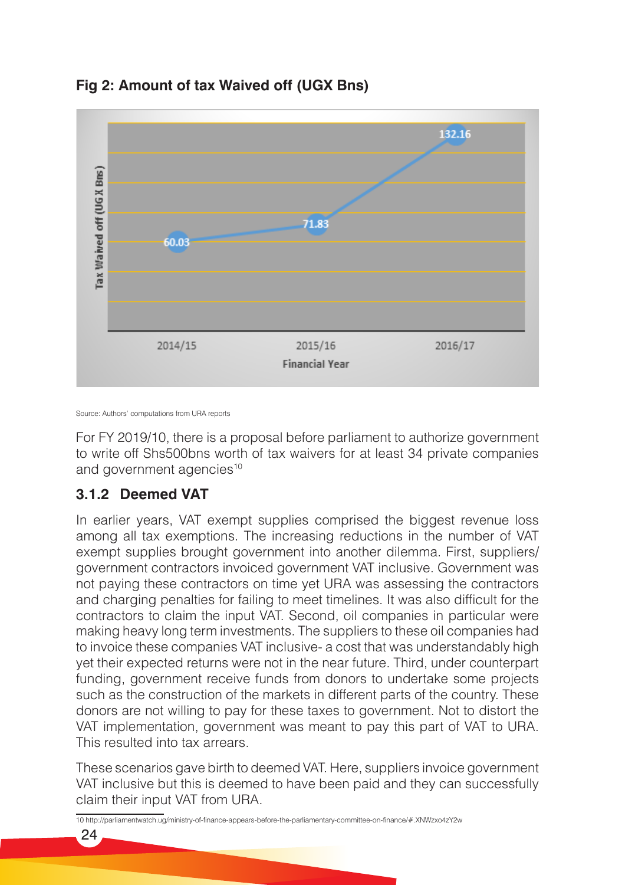**Fig 2: Amount of tax Waived off (UGX Bns)**

| Financial Year | Tax Waived off (UGX Bns) |
|---|---|
| 2014/15 | 60.03 |
| 2015/16 | 71.83 |
| 2016/17 | 132.16 |

Source: Authors' computations from URA reports

For FY 2019/10, there is a proposal before parliament to authorize government to write off Shs500bns worth of tax waivers for at least 34 private companies and government agencies[10]

### 3.1.2 Deemed VAT

In earlier years, VAT exempt supplies comprised the biggest revenue loss among all tax exemptions. The increasing reductions in the number of VAT exempt supplies brought government into another dilemma. First, suppliers/ government contractors invoiced government VAT inclusive. Government was not paying these contractors on time yet URA was assessing the contractors and charging penalties for failing to meet timelines. It was also difficult for the contractors to claim the input VAT. Second, oil companies in particular were making heavy long term investments. The suppliers to these oil companies had to invoice these companies VAT inclusive- a cost that was understandably high yet their expected returns were not in the near future. Third, under counterpart funding, government receive funds from donors to undertake some projects such as the construction of the markets in different parts of the country. These donors are not willing to pay for these taxes to government. Not to distort the VAT implementation, government was meant to pay this part of VAT to URA. This resulted into tax arrears.

These scenarios gave birth to deemed VAT. Here, suppliers invoice government VAT inclusive but this is deemed to have been paid and they can successfully claim their input VAT from URA.

10 http://parliamentwatch.ug/ministry-of-finance-appears-before-the-parliamentary-committee-on-finance/#.XNWzxo4zY2w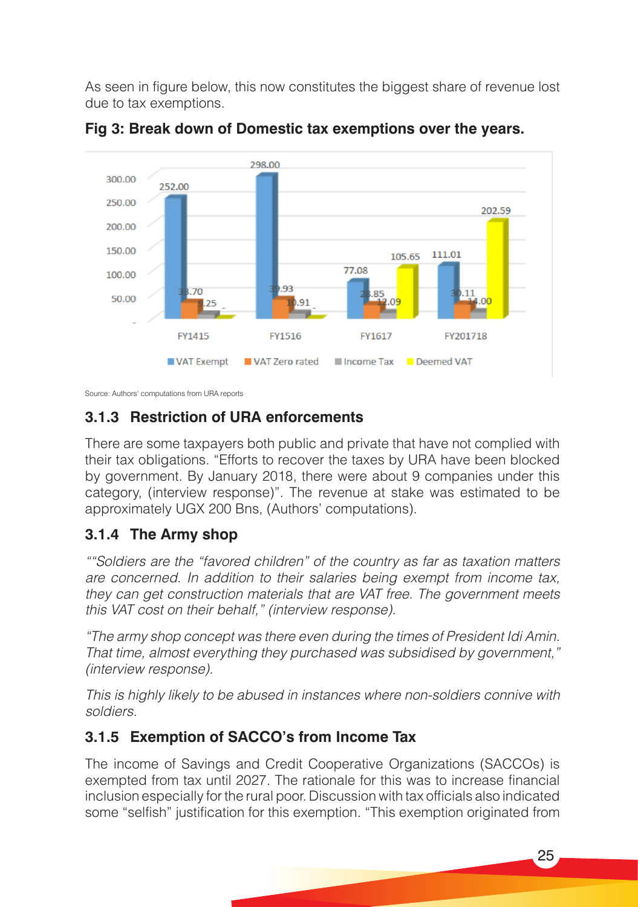As seen in figure below, this now constitutes the biggest share of revenue lost due to tax exemptions.

**Fig 3: Break down of Domestic tax exemptions over the years.**

| | VAT Exempt | VAT Zero rated | Income Tax | Deemed VAT |
|---|---|---|---|---|
| FY1415 | 252.00 | 33.70 | 9.25 | - |
| FY1516 | 298.00 | 39.93 | 10.91 | - |
| FY1617 | 77.08 | 28.85 | 12.09 | 105.65 |
| FY201718 | 111.01 | 30.11 | 14.00 | 202.59 |

Source: Authors' computations from URA reports

### 3.1.3 Restriction of URA enforcements

There are some taxpayers both public and private that have not complied with their tax obligations. "Efforts to recover the taxes by URA have been blocked by government. By January 2018, there were about 9 companies under this category, (interview response)". The revenue at stake was estimated to be approximately UGX 200 Bns, (Authors' computations).

### 3.1.4 The Army shop

*""Soldiers are the "favored children" of the country as far as taxation matters are concerned. In addition to their salaries being exempt from income tax, they can get construction materials that are VAT free. The government meets this VAT cost on their behalf," (interview response).*

*"The army shop concept was there even during the times of President Idi Amin. That time, almost everything they purchased was subsidised by government," (interview response).*

*This is highly likely to be abused in instances where non-soldiers connive with soldiers.*

### 3.1.5 Exemption of SACCO's from Income Tax

The income of Savings and Credit Cooperative Organizations (SACCOs) is exempted from tax until 2027. The rationale for this was to increase financial inclusion especially for the rural poor. Discussion with tax officials also indicated some "selfish" justification for this exemption. "This exemption originated from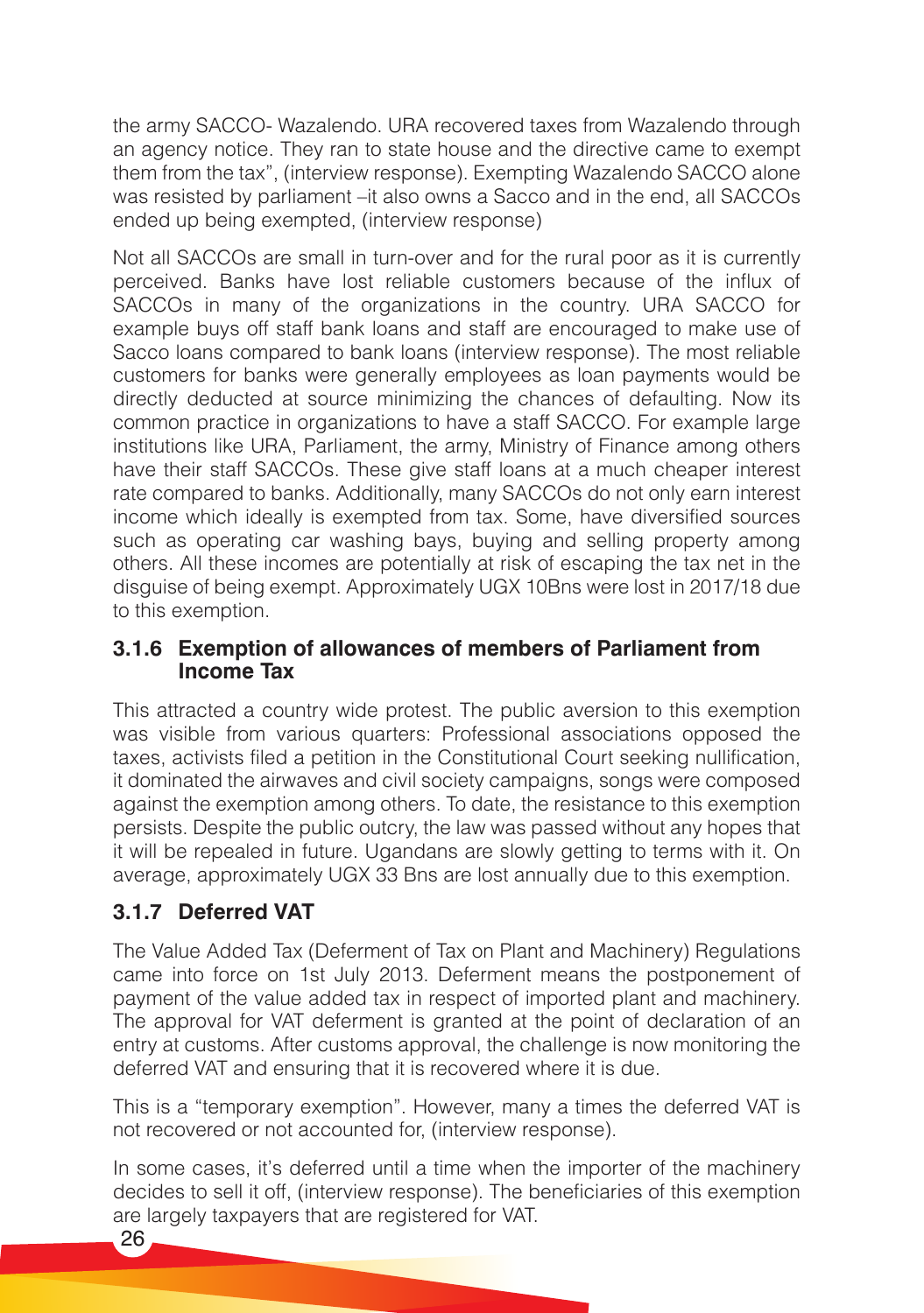the army SACCO- Wazalendo. URA recovered taxes from Wazalendo through an agency notice. They ran to state house and the directive came to exempt them from the tax", (interview response). Exempting Wazalendo SACCO alone was resisted by parliament –it also owns a Sacco and in the end, all SACCOs ended up being exempted, (interview response)

Not all SACCOs are small in turn-over and for the rural poor as it is currently perceived. Banks have lost reliable customers because of the influx of SACCOs in many of the organizations in the country. URA SACCO for example buys off staff bank loans and staff are encouraged to make use of Sacco loans compared to bank loans (interview response). The most reliable customers for banks were generally employees as loan payments would be directly deducted at source minimizing the chances of defaulting. Now its common practice in organizations to have a staff SACCO. For example large institutions like URA, Parliament, the army, Ministry of Finance among others have their staff SACCOs. These give staff loans at a much cheaper interest rate compared to banks. Additionally, many SACCOs do not only earn interest income which ideally is exempted from tax. Some, have diversified sources such as operating car washing bays, buying and selling property among others. All these incomes are potentially at risk of escaping the tax net in the disguise of being exempt. Approximately UGX 10Bns were lost in 2017/18 due to this exemption.

### 3.1.6 Exemption of allowances of members of Parliament from Income Tax

This attracted a country wide protest. The public aversion to this exemption was visible from various quarters: Professional associations opposed the taxes, activists filed a petition in the Constitutional Court seeking nullification, it dominated the airwaves and civil society campaigns, songs were composed against the exemption among others. To date, the resistance to this exemption persists. Despite the public outcry, the law was passed without any hopes that it will be repealed in future. Ugandans are slowly getting to terms with it. On average, approximately UGX 33 Bns are lost annually due to this exemption.

### 3.1.7 Deferred VAT

The Value Added Tax (Deferment of Tax on Plant and Machinery) Regulations came into force on 1st July 2013. Deferment means the postponement of payment of the value added tax in respect of imported plant and machinery. The approval for VAT deferment is granted at the point of declaration of an entry at customs. After customs approval, the challenge is now monitoring the deferred VAT and ensuring that it is recovered where it is due.

This is a "temporary exemption". However, many a times the deferred VAT is not recovered or not accounted for, (interview response).

In some cases, it's deferred until a time when the importer of the machinery decides to sell it off, (interview response). The beneficiaries of this exemption are largely taxpayers that are registered for VAT.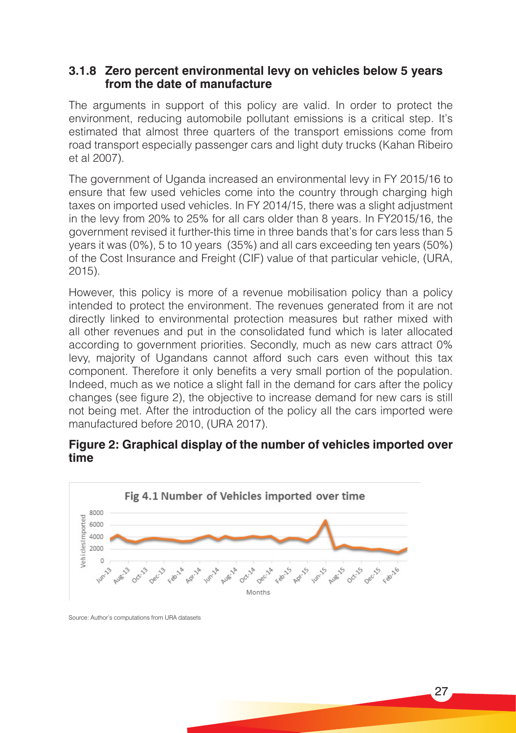### 3.1.8 Zero percent environmental levy on vehicles below 5 years from the date of manufacture

The arguments in support of this policy are valid. In order to protect the environment, reducing automobile pollutant emissions is a critical step. It's estimated that almost three quarters of the transport emissions come from road transport especially passenger cars and light duty trucks (Kahan Ribeiro et al 2007).

The government of Uganda increased an environmental levy in FY 2015/16 to ensure that few used vehicles come into the country through charging high taxes on imported used vehicles. In FY 2014/15, there was a slight adjustment in the levy from 20% to 25% for all cars older than 8 years. In FY2015/16, the government revised it further-this time in three bands that's for cars less than 5 years it was (0%), 5 to 10 years (35%) and all cars exceeding ten years (50%) of the Cost Insurance and Freight (CIF) value of that particular vehicle, (URA, 2015).

However, this policy is more of a revenue mobilisation policy than a policy intended to protect the environment. The revenues generated from it are not directly linked to environmental protection measures but rather mixed with all other revenues and put in the consolidated fund which is later allocated according to government priorities. Secondly, much as new cars attract 0% levy, majority of Ugandans cannot afford such cars even without this tax component. Therefore it only benefits a very small portion of the population. Indeed, much as we notice a slight fall in the demand for cars after the policy changes (see figure 2), the objective to increase demand for new cars is still not being met. After the introduction of the policy all the cars imported were manufactured before 2010, (URA 2017).

**Figure 2: Graphical display of the number of vehicles imported over time**

Fig 4.1 Number of Vehicles imported over time

Source: Author's computations from URA datasets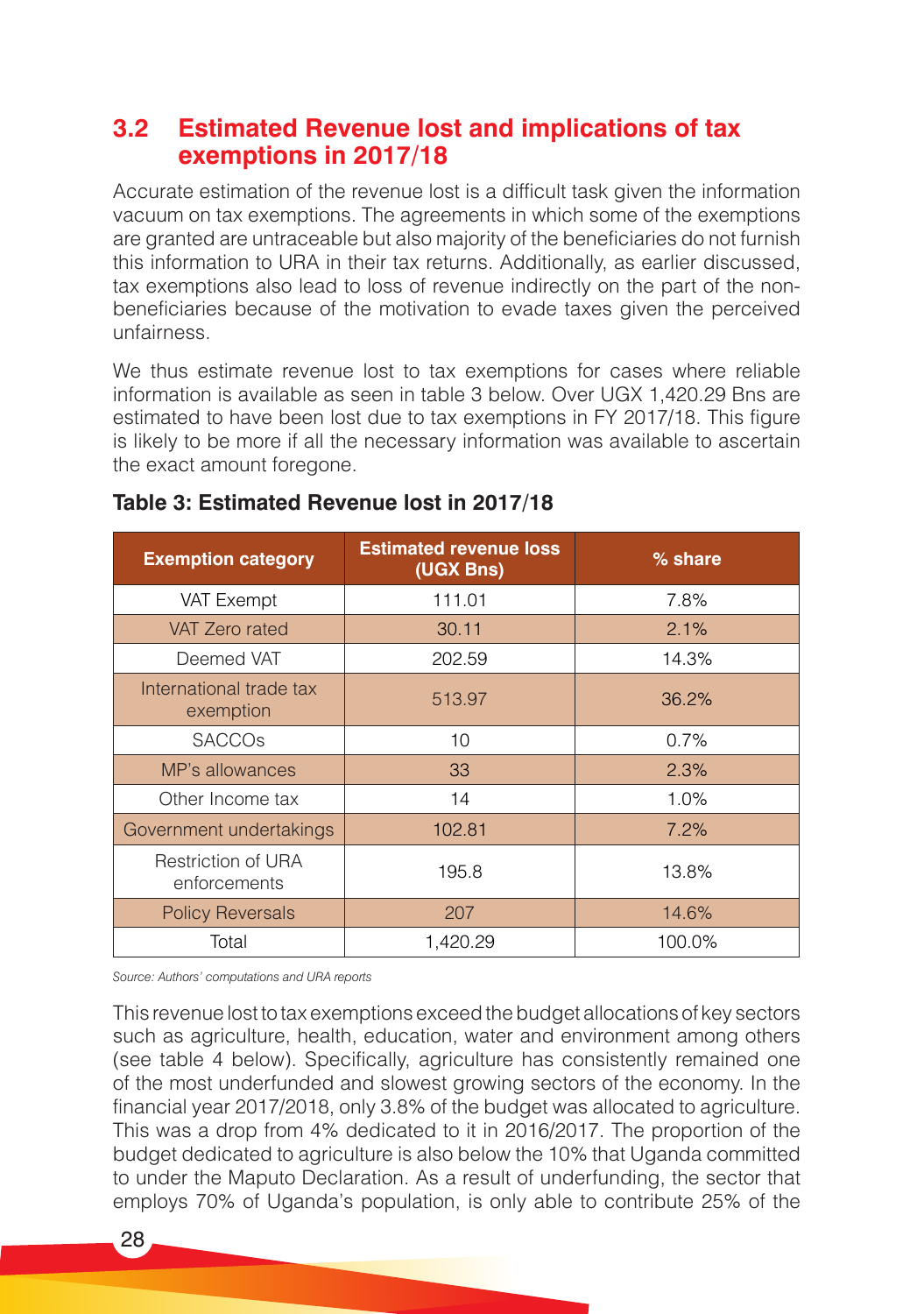## 3.2 Estimated Revenue lost and implications of tax exemptions in 2017/18

Accurate estimation of the revenue lost is a difficult task given the information vacuum on tax exemptions. The agreements in which some of the exemptions are granted are untraceable but also majority of the beneficiaries do not furnish this information to URA in their tax returns. Additionally, as earlier discussed, tax exemptions also lead to loss of revenue indirectly on the part of the non-beneficiaries because of the motivation to evade taxes given the perceived unfairness.

We thus estimate revenue lost to tax exemptions for cases where reliable information is available as seen in table 3 below. Over UGX 1,420.29 Bns are estimated to have been lost due to tax exemptions in FY 2017/18. This figure is likely to be more if all the necessary information was available to ascertain the exact amount foregone.

**Table 3: Estimated Revenue lost in 2017/18**

| Exemption category | Estimated revenue loss (UGX Bns) | % share |
|---|---|---|
| VAT Exempt | 111.01 | 7.8% |
| VAT Zero rated | 30.11 | 2.1% |
| Deemed VAT | 202.59 | 14.3% |
| International trade tax exemption | 513.97 | 36.2% |
| SACCOs | 10 | 0.7% |
| MP's allowances | 33 | 2.3% |
| Other Income tax | 14 | 1.0% |
| Government undertakings | 102.81 | 7.2% |
| Restriction of URA enforcements | 195.8 | 13.8% |
| Policy Reversals | 207 | 14.6% |
| Total | 1,420.29 | 100.0% |

*Source: Authors' computations and URA reports*

This revenue lost to tax exemptions exceed the budget allocations of key sectors such as agriculture, health, education, water and environment among others (see table 4 below). Specifically, agriculture has consistently remained one of the most underfunded and slowest growing sectors of the economy. In the financial year 2017/2018, only 3.8% of the budget was allocated to agriculture. This was a drop from 4% dedicated to it in 2016/2017. The proportion of the budget dedicated to agriculture is also below the 10% that Uganda committed to under the Maputo Declaration. As a result of underfunding, the sector that employs 70% of Uganda's population, is only able to contribute 25% of the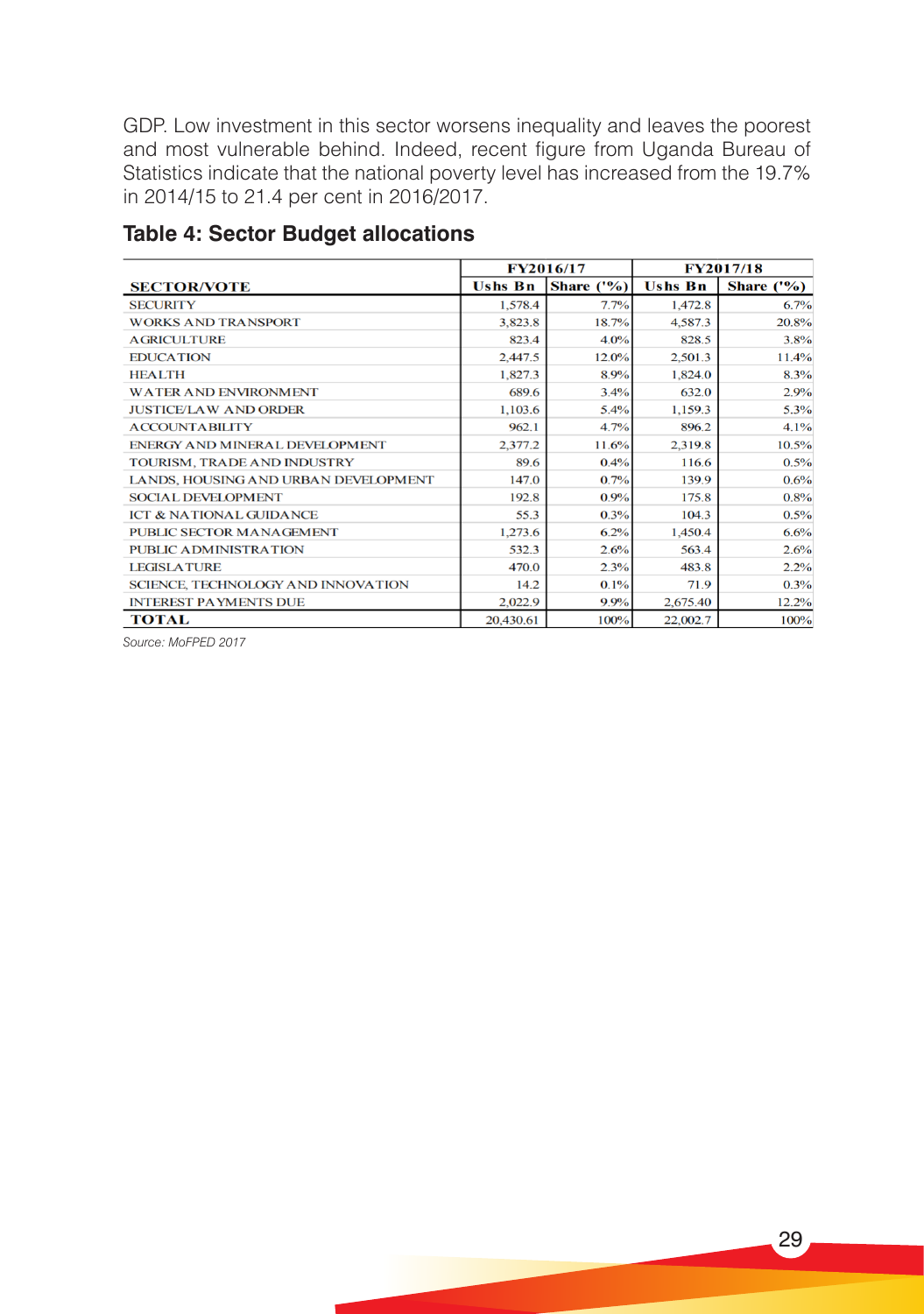GDP. Low investment in this sector worsens inequality and leaves the poorest and most vulnerable behind. Indeed, recent figure from Uganda Bureau of Statistics indicate that the national poverty level has increased from the 19.7% in 2014/15 to 21.4 per cent in 2016/2017.

## Table 4: Sector Budget allocations

| SECTOR/VOTE | FY2016/17 | | FY2017/18 | |
|---|---|---|---|---|
| | Ushs Bn | Share ('%) | Ushs Bn | Share ('%) |
| SECURITY | 1,578.4 | 7.7% | 1,472.8 | 6.7% |
| WORKS AND TRANSPORT | 3,823.8 | 18.7% | 4,587.3 | 20.8% |
| AGRICULTURE | 823.4 | 4.0% | 828.5 | 3.8% |
| EDUCATION | 2,447.5 | 12.0% | 2,501.3 | 11.4% |
| HEALTH | 1,827.3 | 8.9% | 1,824.0 | 8.3% |
| WATER AND ENVIRONMENT | 689.6 | 3.4% | 632.0 | 2.9% |
| JUSTICE/LAW AND ORDER | 1,103.6 | 5.4% | 1,159.3 | 5.3% |
| ACCOUNTABILITY | 962.1 | 4.7% | 896.2 | 4.1% |
| ENERGY AND MINERAL DEVELOPMENT | 2,377.2 | 11.6% | 2,319.8 | 10.5% |
| TOURISM, TRADE AND INDUSTRY | 89.6 | 0.4% | 116.6 | 0.5% |
| LANDS, HOUSING AND URBAN DEVELOPMENT | 147.0 | 0.7% | 139.9 | 0.6% |
| SOCIAL DEVELOPMENT | 192.8 | 0.9% | 175.8 | 0.8% |
| ICT & NATIONAL GUIDANCE | 55.3 | 0.3% | 104.3 | 0.5% |
| PUBLIC SECTOR MANAGEMENT | 1,273.6 | 6.2% | 1,450.4 | 6.6% |
| PUBLIC ADMINISTRATION | 532.3 | 2.6% | 563.4 | 2.6% |
| LEGISLATURE | 470.0 | 2.3% | 483.8 | 2.2% |
| SCIENCE, TECHNOLOGY AND INNOVATION | 14.2 | 0.1% | 71.9 | 0.3% |
| INTEREST PAYMENTS DUE | 2,022.9 | 9.9% | 2,675.40 | 12.2% |
| **TOTAL** | 20,430.61 | 100% | 22,002.7 | 100% |

*Source: MoFPED 2017*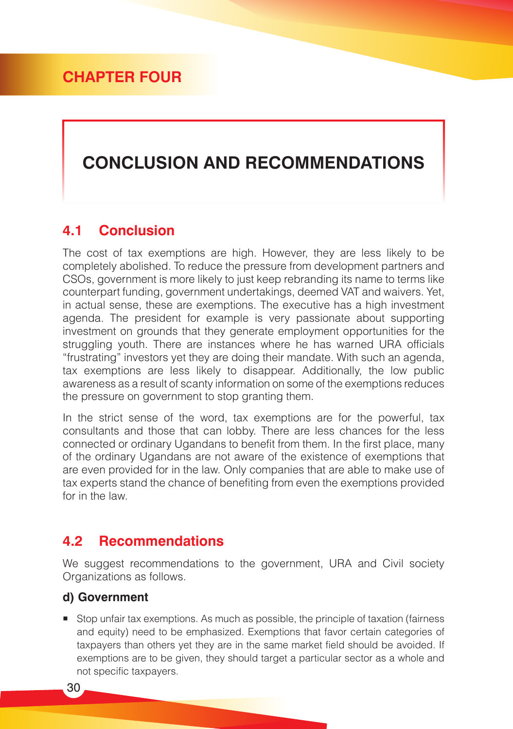# CHAPTER FOUR

# CONCLUSION AND RECOMMENDATIONS

## 4.1 Conclusion

The cost of tax exemptions are high. However, they are less likely to be completely abolished. To reduce the pressure from development partners and CSOs, government is more likely to just keep rebranding its name to terms like counterpart funding, government undertakings, deemed VAT and waivers. Yet, in actual sense, these are exemptions. The executive has a high investment agenda. The president for example is very passionate about supporting investment on grounds that they generate employment opportunities for the struggling youth. There are instances where he has warned URA officials "frustrating" investors yet they are doing their mandate. With such an agenda, tax exemptions are less likely to disappear. Additionally, the low public awareness as a result of scanty information on some of the exemptions reduces the pressure on government to stop granting them.

In the strict sense of the word, tax exemptions are for the powerful, tax consultants and those that can lobby. There are less chances for the less connected or ordinary Ugandans to benefit from them. In the first place, many of the ordinary Ugandans are not aware of the existence of exemptions that are even provided for in the law. Only companies that are able to make use of tax experts stand the chance of benefiting from even the exemptions provided for in the law.

## 4.2 Recommendations

We suggest recommendations to the government, URA and Civil society Organizations as follows.

### d) Government

- Stop unfair tax exemptions. As much as possible, the principle of taxation (fairness and equity) need to be emphasized. Exemptions that favor certain categories of taxpayers than others yet they are in the same market field should be avoided. If exemptions are to be given, they should target a particular sector as a whole and not specific taxpayers.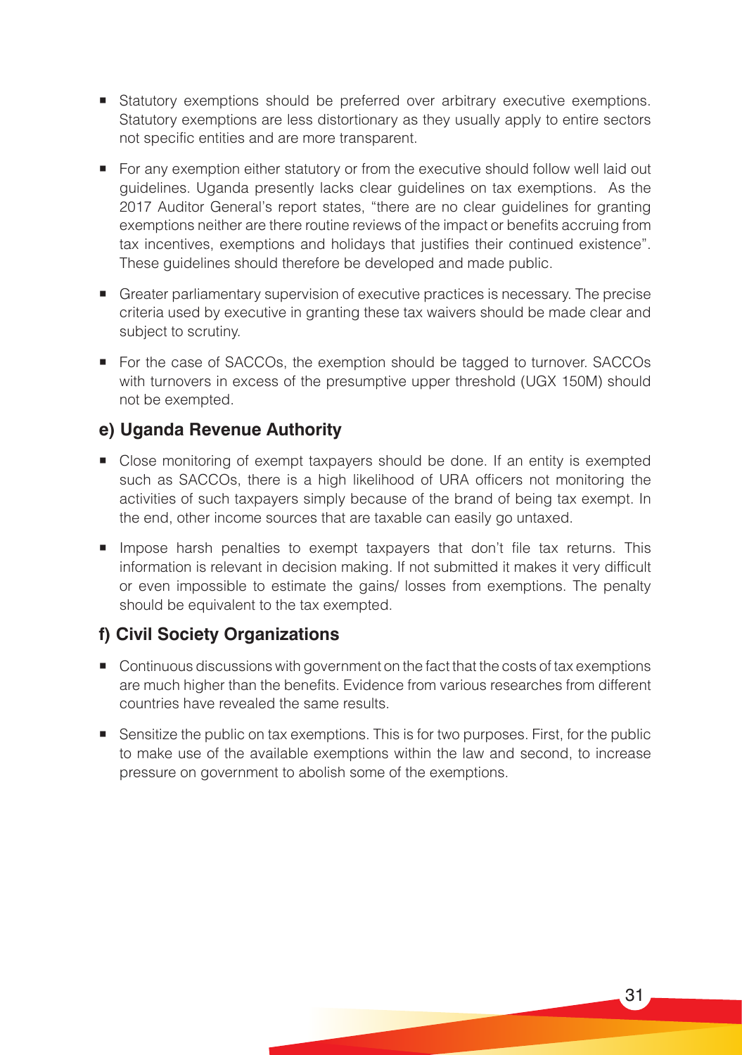- Statutory exemptions should be preferred over arbitrary executive exemptions. Statutory exemptions are less distortionary as they usually apply to entire sectors not specific entities and are more transparent.
- For any exemption either statutory or from the executive should follow well laid out guidelines. Uganda presently lacks clear guidelines on tax exemptions. As the 2017 Auditor General's report states, "there are no clear guidelines for granting exemptions neither are there routine reviews of the impact or benefits accruing from tax incentives, exemptions and holidays that justifies their continued existence". These guidelines should therefore be developed and made public.
- Greater parliamentary supervision of executive practices is necessary. The precise criteria used by executive in granting these tax waivers should be made clear and subject to scrutiny.
- For the case of SACCOs, the exemption should be tagged to turnover. SACCOs with turnovers in excess of the presumptive upper threshold (UGX 150M) should not be exempted.

### e) Uganda Revenue Authority

- Close monitoring of exempt taxpayers should be done. If an entity is exempted such as SACCOs, there is a high likelihood of URA officers not monitoring the activities of such taxpayers simply because of the brand of being tax exempt. In the end, other income sources that are taxable can easily go untaxed.
- Impose harsh penalties to exempt taxpayers that don't file tax returns. This information is relevant in decision making. If not submitted it makes it very difficult or even impossible to estimate the gains/ losses from exemptions. The penalty should be equivalent to the tax exempted.

### f) Civil Society Organizations

- Continuous discussions with government on the fact that the costs of tax exemptions are much higher than the benefits. Evidence from various researches from different countries have revealed the same results.
- Sensitize the public on tax exemptions. This is for two purposes. First, for the public to make use of the available exemptions within the law and second, to increase pressure on government to abolish some of the exemptions.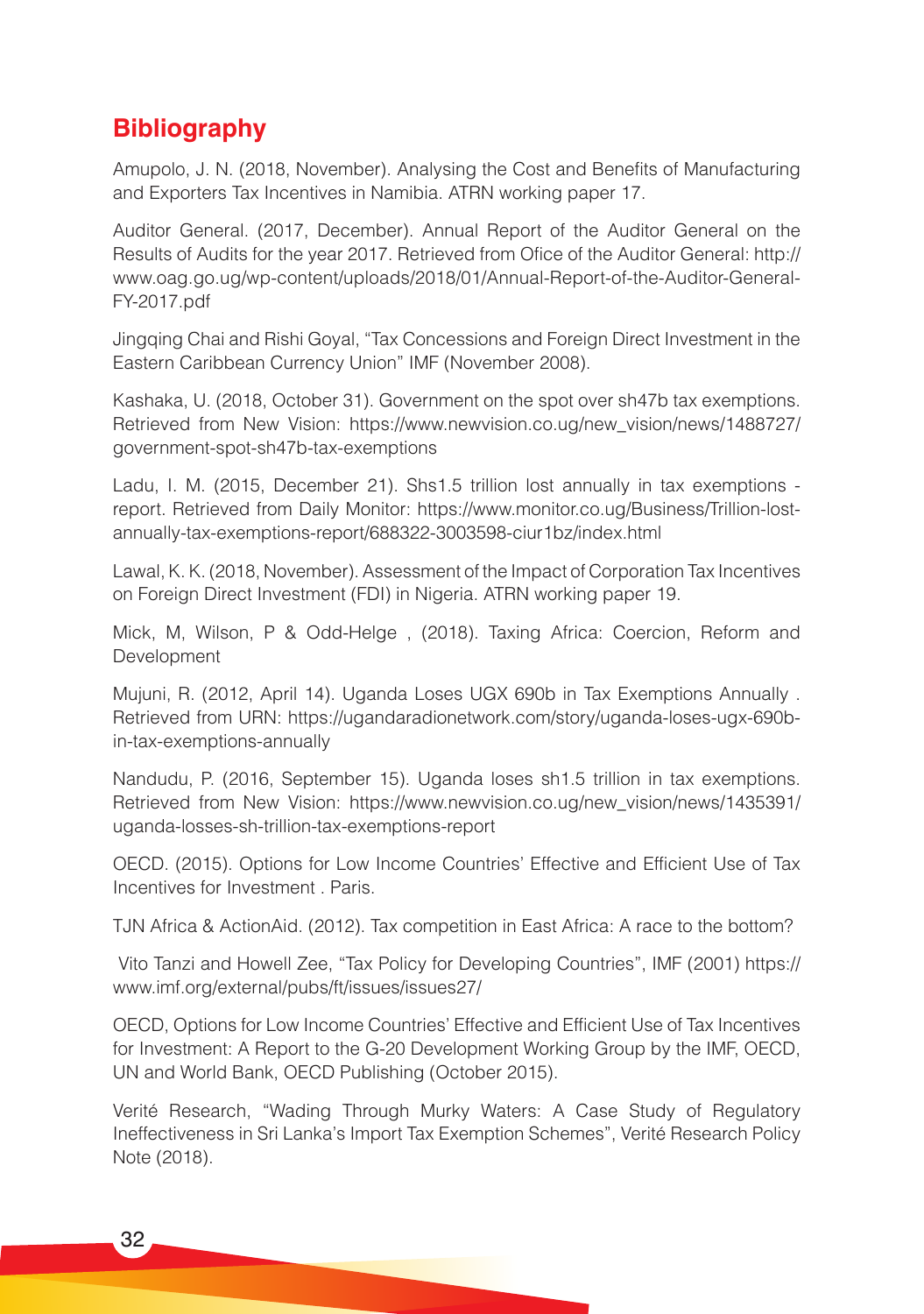## Bibliography

Amupolo, J. N. (2018, November). Analysing the Cost and Benefits of Manufacturing and Exporters Tax Incentives in Namibia. ATRN working paper 17.

Auditor General. (2017, December). Annual Report of the Auditor General on the Results of Audits for the year 2017. Retrieved from Ofice of the Auditor General: http://www.oag.go.ug/wp-content/uploads/2018/01/Annual-Report-of-the-Auditor-General-FY-2017.pdf

Jingqing Chai and Rishi Goyal, "Tax Concessions and Foreign Direct Investment in the Eastern Caribbean Currency Union" IMF (November 2008).

Kashaka, U. (2018, October 31). Government on the spot over sh47b tax exemptions. Retrieved from New Vision: https://www.newvision.co.ug/new_vision/news/1488727/government-spot-sh47b-tax-exemptions

Ladu, I. M. (2015, December 21). Shs1.5 trillion lost annually in tax exemptions - report. Retrieved from Daily Monitor: https://www.monitor.co.ug/Business/Trillion-lost-annually-tax-exemptions-report/688322-3003598-ciur1bz/index.html

Lawal, K. K. (2018, November). Assessment of the Impact of Corporation Tax Incentives on Foreign Direct Investment (FDI) in Nigeria. ATRN working paper 19.

Mick, M, Wilson, P & Odd-Helge , (2018). Taxing Africa: Coercion, Reform and Development

Mujuni, R. (2012, April 14). Uganda Loses UGX 690b in Tax Exemptions Annually . Retrieved from URN: https://ugandaradionetwork.com/story/uganda-loses-ugx-690b-in-tax-exemptions-annually

Nandudu, P. (2016, September 15). Uganda loses sh1.5 trillion in tax exemptions. Retrieved from New Vision: https://www.newvision.co.ug/new_vision/news/1435391/uganda-losses-sh-trillion-tax-exemptions-report

OECD. (2015). Options for Low Income Countries' Effective and Efficient Use of Tax Incentives for Investment . Paris.

TJN Africa & ActionAid. (2012). Tax competition in East Africa: A race to the bottom?

Vito Tanzi and Howell Zee, "Tax Policy for Developing Countries", IMF (2001) https://www.imf.org/external/pubs/ft/issues/issues27/

OECD, Options for Low Income Countries' Effective and Efficient Use of Tax Incentives for Investment: A Report to the G-20 Development Working Group by the IMF, OECD, UN and World Bank, OECD Publishing (October 2015).

Verité Research, "Wading Through Murky Waters: A Case Study of Regulatory Ineffectiveness in Sri Lanka's Import Tax Exemption Schemes", Verité Research Policy Note (2018).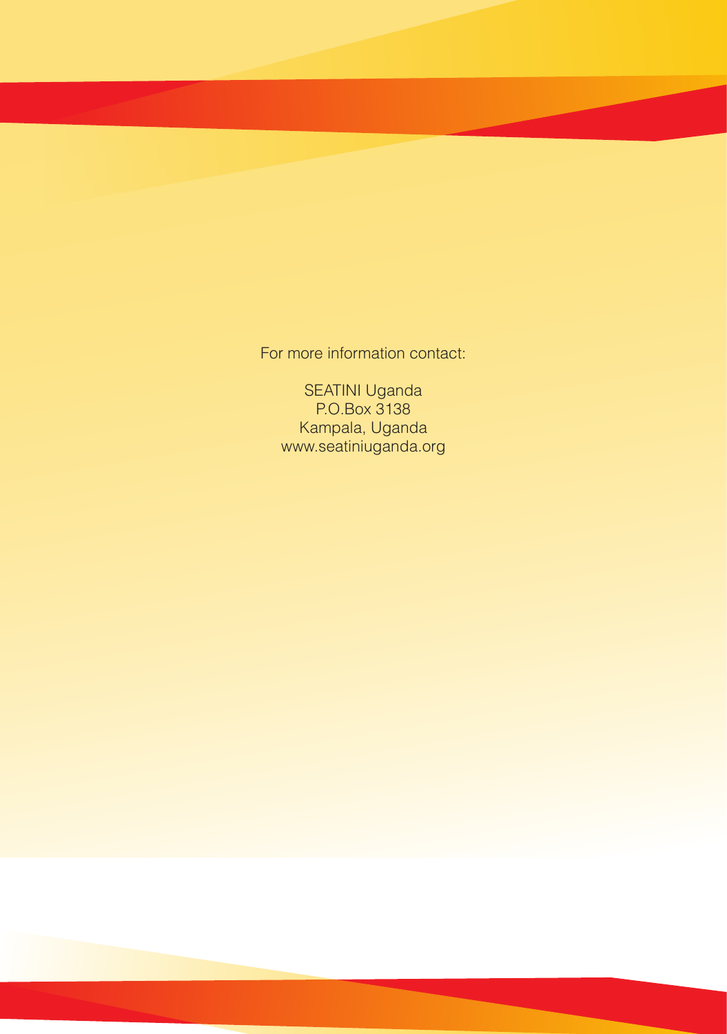For more information contact:

SEATINI Uganda
P.O.Box 3138
Kampala, Uganda
www.seatiniuganda.org